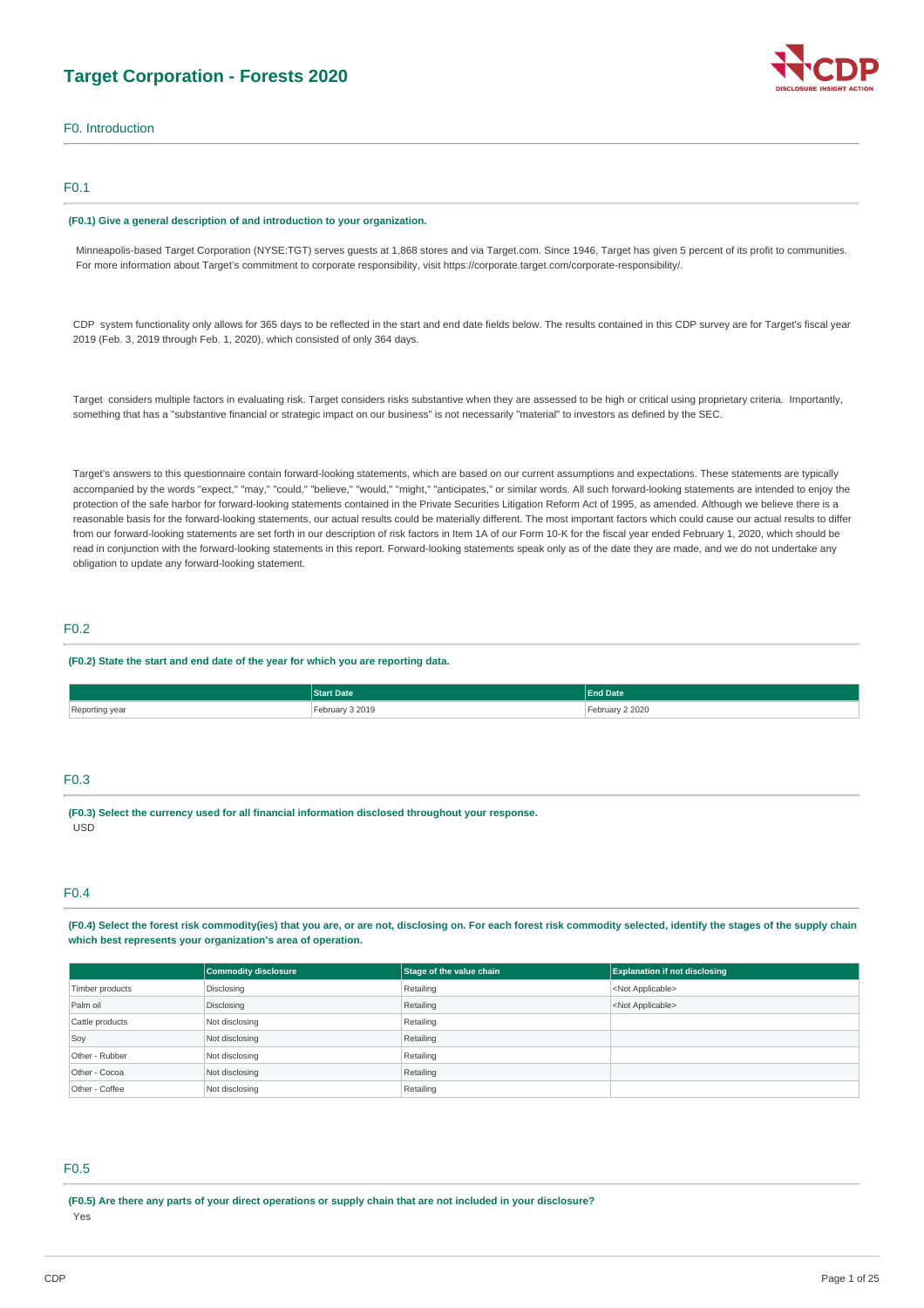# Target Corporation - Forests 2020

## F0. Introduction

### F0.1

**(F0.1) Give a general description of and introduction to your organization.**

Minneapolis-based Target Corporation (NYSE:TGT) serves guests at 1,868 stores and via Target.com. Since 1946, Target has given 5 percent of its profit to communities. For more information about Target's commitment to corporate responsibility, visit https://corporate.target.com/corporate-responsibility/.

CDP system functionality only allows for 365 days to be reflected in the start and end date fields below. The results contained in this CDP survey are for Target's fiscal year 2019 (Feb. 3, 2019 through Feb. 1, 2020), which consisted of only 364 days.

Target considers multiple factors in evaluating risk. Target considers risks substantive when they are assessed to be high or critical using proprietary criteria. Importantly, something that has a "substantive financial or strategic impact on our business" is not necessarily "material" to investors as defined by the SEC.

Target's answers to this questionnaire contain forward-looking statements, which are based on our current assumptions and expectations. These statements are typically accompanied by the words "expect," "may," "could," "believe," "would," "might," "anticipates," or similar words. All such forward-looking statements are intended to enjoy the protection of the safe harbor for forward-looking statements contained in the Private Securities Litigation Reform Act of 1995, as amended. Although we believe there is a reasonable basis for the forward-looking statements, our actual results could be materially different. The most important factors which could cause our actual results to differ from our forward-looking statements are set forth in our description of risk factors in Item 1A of our Form 10-K for the fiscal year ended February 1, 2020, which should be read in conjunction with the forward-looking statements in this report. Forward-looking statements speak only as of the date they are made, and we do not undertake any obligation to update any forward-looking statement.

### F0.2

**(F0.2) State the start and end date of the year for which you are reporting data.**

| | Start Date | End Date |
|---|---|---|
| Reporting year | February 3 2019 | February 2 2020 |

### F0.3

**(F0.3) Select the currency used for all financial information disclosed throughout your response.**

USD

### F0.4

**(F0.4) Select the forest risk commodity(ies) that you are, or are not, disclosing on. For each forest risk commodity selected, identify the stages of the supply chain which best represents your organization's area of operation.**

| | Commodity disclosure | Stage of the value chain | Explanation if not disclosing |
|---|---|---|---|
| Timber products | Disclosing | Retailing | <Not Applicable> |
| Palm oil | Disclosing | Retailing | <Not Applicable> |
| Cattle products | Not disclosing | Retailing | |
| Soy | Not disclosing | Retailing | |
| Other - Rubber | Not disclosing | Retailing | |
| Other - Cocoa | Not disclosing | Retailing | |
| Other - Coffee | Not disclosing | Retailing | |

### F0.5

**(F0.5) Are there any parts of your direct operations or supply chain that are not included in your disclosure?**

Yes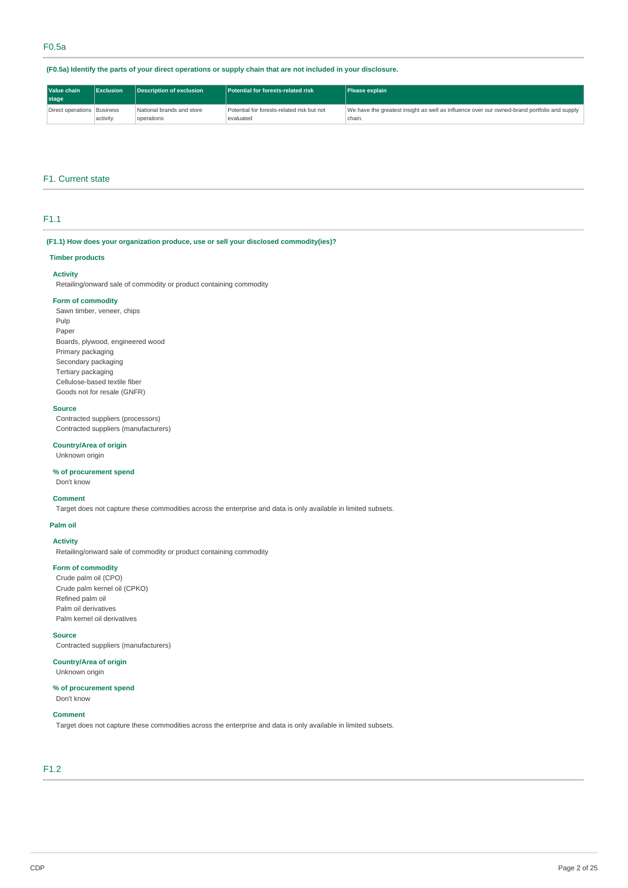## F0.5a

**(F0.5a) Identify the parts of your direct operations or supply chain that are not included in your disclosure.**

| Value chain stage | Exclusion | Description of exclusion | Potential for forests-related risk | Please explain |
|---|---|---|---|---|
| Direct operations | Business activity | National brands and store operations | Potential for forests-related risk but not evaluated | We have the greatest insight as well as influence over our owned-brand portfolio and supply chain. |

# F1. Current state

## F1.1

**(F1.1) How does your organization produce, use or sell your disclosed commodity(ies)?**

### Timber products

**Activity**

Retailing/onward sale of commodity or product containing commodity

**Form of commodity**

Sawn timber, veneer, chips
Pulp
Paper
Boards, plywood, engineered wood
Primary packaging
Secondary packaging
Tertiary packaging
Cellulose-based textile fiber
Goods not for resale (GNFR)

**Source**

Contracted suppliers (processors)
Contracted suppliers (manufacturers)

**Country/Area of origin**

Unknown origin

**% of procurement spend**

Don't know

**Comment**

Target does not capture these commodities across the enterprise and data is only available in limited subsets.

### Palm oil

**Activity**

Retailing/onward sale of commodity or product containing commodity

**Form of commodity**

Crude palm oil (CPO)
Crude palm kernel oil (CPKO)
Refined palm oil
Palm oil derivatives
Palm kernel oil derivatives

**Source**

Contracted suppliers (manufacturers)

**Country/Area of origin**

Unknown origin

**% of procurement spend**

Don't know

**Comment**

Target does not capture these commodities across the enterprise and data is only available in limited subsets.

## F1.2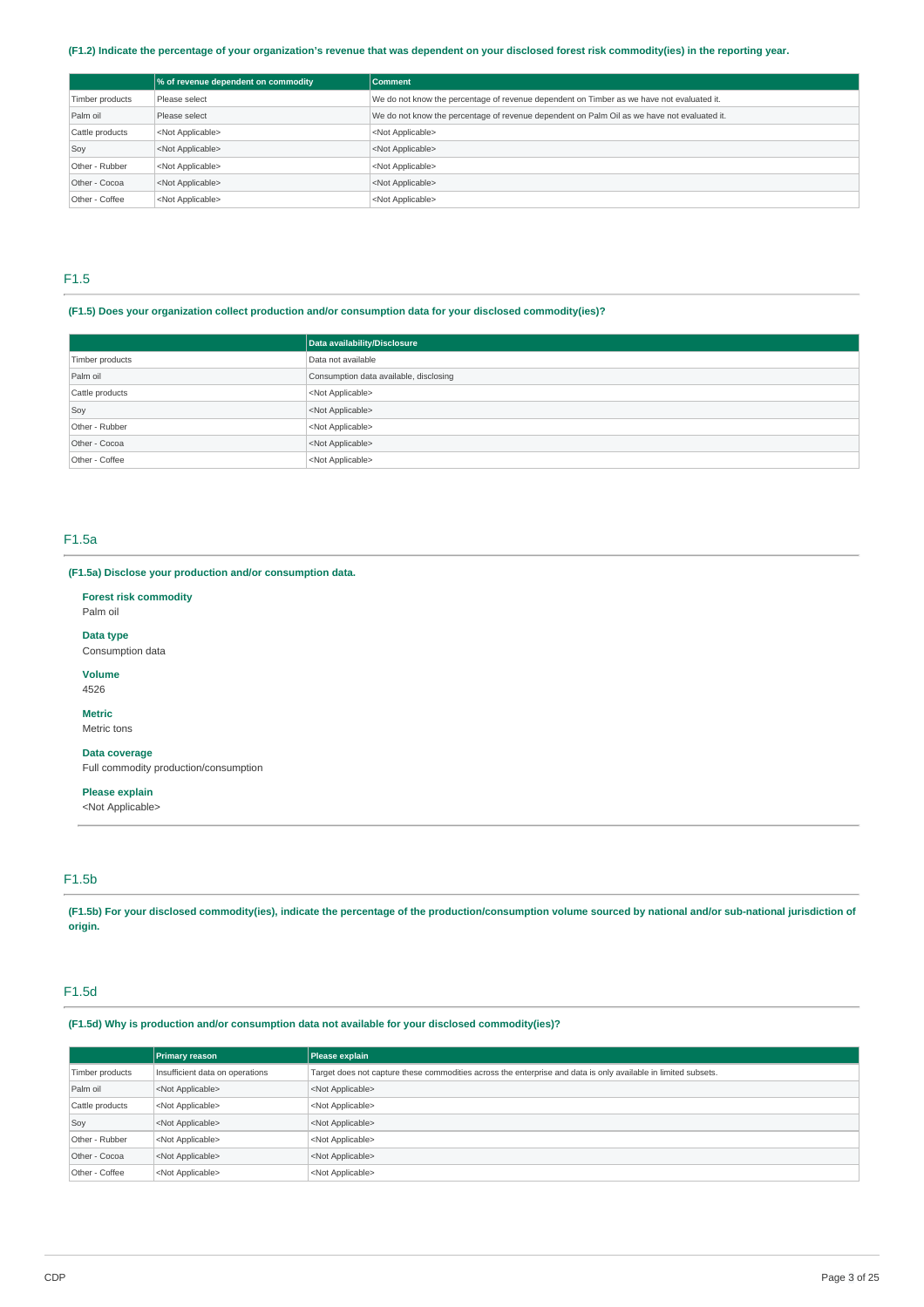**(F1.2) Indicate the percentage of your organization's revenue that was dependent on your disclosed forest risk commodity(ies) in the reporting year.**

| | % of revenue dependent on commodity | Comment |
|---|---|---|
| Timber products | Please select | We do not know the percentage of revenue dependent on Timber as we have not evaluated it. |
| Palm oil | Please select | We do not know the percentage of revenue dependent on Palm Oil as we have not evaluated it. |
| Cattle products | <Not Applicable> | <Not Applicable> |
| Soy | <Not Applicable> | <Not Applicable> |
| Other - Rubber | <Not Applicable> | <Not Applicable> |
| Other - Cocoa | <Not Applicable> | <Not Applicable> |
| Other - Coffee | <Not Applicable> | <Not Applicable> |

## F1.5

**(F1.5) Does your organization collect production and/or consumption data for your disclosed commodity(ies)?**

| | Data availability/Disclosure |
|---|---|
| Timber products | Data not available |
| Palm oil | Consumption data available, disclosing |
| Cattle products | <Not Applicable> |
| Soy | <Not Applicable> |
| Other - Rubber | <Not Applicable> |
| Other - Cocoa | <Not Applicable> |
| Other - Coffee | <Not Applicable> |

## F1.5a

**(F1.5a) Disclose your production and/or consumption data.**

**Forest risk commodity**
Palm oil

**Data type**
Consumption data

**Volume**
4526

**Metric**
Metric tons

**Data coverage**
Full commodity production/consumption

**Please explain**
<Not Applicable>

## F1.5b

**(F1.5b) For your disclosed commodity(ies), indicate the percentage of the production/consumption volume sourced by national and/or sub-national jurisdiction of origin.**

## F1.5d

**(F1.5d) Why is production and/or consumption data not available for your disclosed commodity(ies)?**

| | Primary reason | Please explain |
|---|---|---|
| Timber products | Insufficient data on operations | Target does not capture these commodities across the enterprise and data is only available in limited subsets. |
| Palm oil | <Not Applicable> | <Not Applicable> |
| Cattle products | <Not Applicable> | <Not Applicable> |
| Soy | <Not Applicable> | <Not Applicable> |
| Other - Rubber | <Not Applicable> | <Not Applicable> |
| Other - Cocoa | <Not Applicable> | <Not Applicable> |
| Other - Coffee | <Not Applicable> | <Not Applicable> |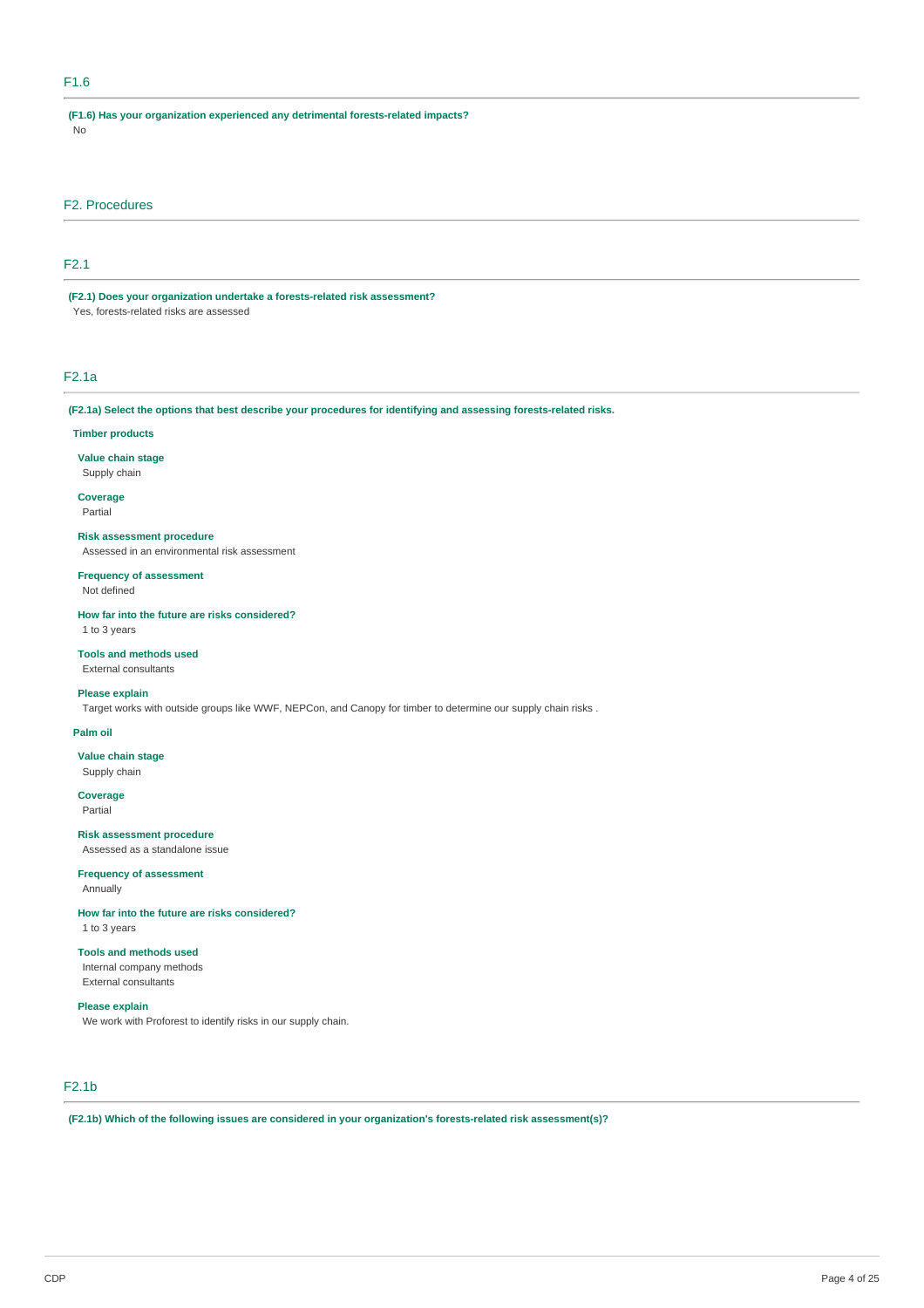## F1.6

**(F1.6) Has your organization experienced any detrimental forests-related impacts?**

No

# F2. Procedures

## F2.1

**(F2.1) Does your organization undertake a forests-related risk assessment?**

Yes, forests-related risks are assessed

## F2.1a

**(F2.1a) Select the options that best describe your procedures for identifying and assessing forests-related risks.**

**Timber products**

**Value chain stage**

Supply chain

**Coverage**

Partial

**Risk assessment procedure**

Assessed in an environmental risk assessment

**Frequency of assessment**

Not defined

**How far into the future are risks considered?**

1 to 3 years

**Tools and methods used**

External consultants

**Please explain**

Target works with outside groups like WWF, NEPCon, and Canopy for timber to determine our supply chain risks .

**Palm oil**

**Value chain stage**

Supply chain

**Coverage**

Partial

**Risk assessment procedure**

Assessed as a standalone issue

**Frequency of assessment**

Annually

**How far into the future are risks considered?**

1 to 3 years

**Tools and methods used**

Internal company methods

External consultants

**Please explain**

We work with Proforest to identify risks in our supply chain.

## F2.1b

**(F2.1b) Which of the following issues are considered in your organization's forests-related risk assessment(s)?**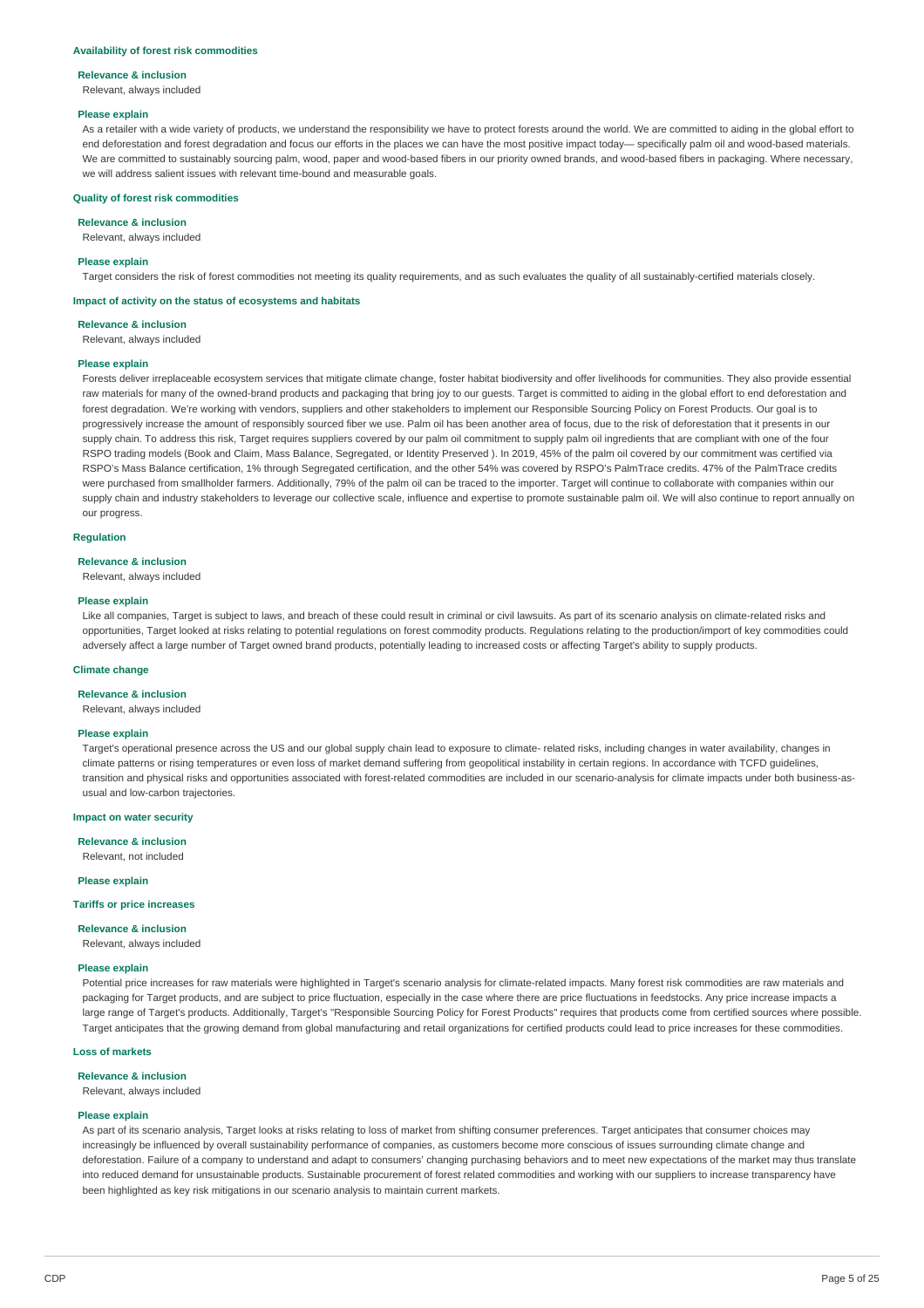### Availability of forest risk commodities

**Relevance & inclusion**

Relevant, always included

**Please explain**

As a retailer with a wide variety of products, we understand the responsibility we have to protect forests around the world. We are committed to aiding in the global effort to end deforestation and forest degradation and focus our efforts in the places we can have the most positive impact today— specifically palm oil and wood-based materials. We are committed to sustainably sourcing palm, wood, paper and wood-based fibers in our priority owned brands, and wood-based fibers in packaging. Where necessary, we will address salient issues with relevant time-bound and measurable goals.

### Quality of forest risk commodities

**Relevance & inclusion**

Relevant, always included

**Please explain**

Target considers the risk of forest commodities not meeting its quality requirements, and as such evaluates the quality of all sustainably-certified materials closely.

### Impact of activity on the status of ecosystems and habitats

**Relevance & inclusion**

Relevant, always included

**Please explain**

Forests deliver irreplaceable ecosystem services that mitigate climate change, foster habitat biodiversity and offer livelihoods for communities. They also provide essential raw materials for many of the owned-brand products and packaging that bring joy to our guests. Target is committed to aiding in the global effort to end deforestation and forest degradation. We're working with vendors, suppliers and other stakeholders to implement our Responsible Sourcing Policy on Forest Products. Our goal is to progressively increase the amount of responsibly sourced fiber we use. Palm oil has been another area of focus, due to the risk of deforestation that it presents in our supply chain. To address this risk, Target requires suppliers covered by our palm oil commitment to supply palm oil ingredients that are compliant with one of the four RSPO trading models (Book and Claim, Mass Balance, Segregated, or Identity Preserved ). In 2019, 45% of the palm oil covered by our commitment was certified via RSPO's Mass Balance certification, 1% through Segregated certification, and the other 54% was covered by RSPO's PalmTrace credits. 47% of the PalmTrace credits were purchased from smallholder farmers. Additionally, 79% of the palm oil can be traced to the importer. Target will continue to collaborate with companies within our supply chain and industry stakeholders to leverage our collective scale, influence and expertise to promote sustainable palm oil. We will also continue to report annually on our progress.

### Regulation

**Relevance & inclusion**

Relevant, always included

**Please explain**

Like all companies, Target is subject to laws, and breach of these could result in criminal or civil lawsuits. As part of its scenario analysis on climate-related risks and opportunities, Target looked at risks relating to potential regulations on forest commodity products. Regulations relating to the production/import of key commodities could adversely affect a large number of Target owned brand products, potentially leading to increased costs or affecting Target's ability to supply products.

### Climate change

**Relevance & inclusion**

Relevant, always included

**Please explain**

Target's operational presence across the US and our global supply chain lead to exposure to climate- related risks, including changes in water availability, changes in climate patterns or rising temperatures or even loss of market demand suffering from geopolitical instability in certain regions. In accordance with TCFD guidelines, transition and physical risks and opportunities associated with forest-related commodities are included in our scenario-analysis for climate impacts under both business-as-usual and low-carbon trajectories.

### Impact on water security

**Relevance & inclusion**

Relevant, not included

**Please explain**

### Tariffs or price increases

**Relevance & inclusion**

Relevant, always included

**Please explain**

Potential price increases for raw materials were highlighted in Target's scenario analysis for climate-related impacts. Many forest risk commodities are raw materials and packaging for Target products, and are subject to price fluctuation, especially in the case where there are price fluctuations in feedstocks. Any price increase impacts a large range of Target's products. Additionally, Target's "Responsible Sourcing Policy for Forest Products" requires that products come from certified sources where possible. Target anticipates that the growing demand from global manufacturing and retail organizations for certified products could lead to price increases for these commodities.

### Loss of markets

**Relevance & inclusion**

Relevant, always included

**Please explain**

As part of its scenario analysis, Target looks at risks relating to loss of market from shifting consumer preferences. Target anticipates that consumer choices may increasingly be influenced by overall sustainability performance of companies, as customers become more conscious of issues surrounding climate change and deforestation. Failure of a company to understand and adapt to consumers' changing purchasing behaviors and to meet new expectations of the market may thus translate into reduced demand for unsustainable products. Sustainable procurement of forest related commodities and working with our suppliers to increase transparency have been highlighted as key risk mitigations in our scenario analysis to maintain current markets.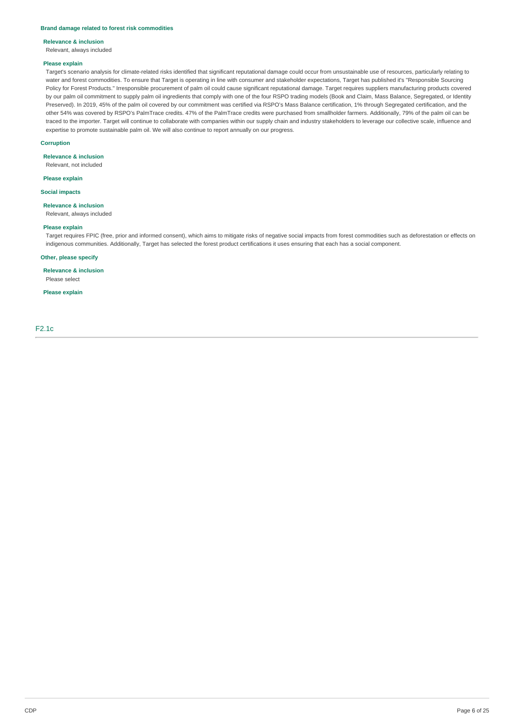**Brand damage related to forest risk commodities**

**Relevance & inclusion**

Relevant, always included

**Please explain**

Target's scenario analysis for climate-related risks identified that significant reputational damage could occur from unsustainable use of resources, particularly relating to water and forest commodities. To ensure that Target is operating in line with consumer and stakeholder expectations, Target has published it's "Responsible Sourcing Policy for Forest Products." Irresponsible procurement of palm oil could cause significant reputational damage. Target requires suppliers manufacturing products covered by our palm oil commitment to supply palm oil ingredients that comply with one of the four RSPO trading models (Book and Claim, Mass Balance, Segregated, or Identity Preserved). In 2019, 45% of the palm oil covered by our commitment was certified via RSPO's Mass Balance certification, 1% through Segregated certification, and the other 54% was covered by RSPO's PalmTrace credits. 47% of the PalmTrace credits were purchased from smallholder farmers. Additionally, 79% of the palm oil can be traced to the importer. Target will continue to collaborate with companies within our supply chain and industry stakeholders to leverage our collective scale, influence and expertise to promote sustainable palm oil. We will also continue to report annually on our progress.

**Corruption**

**Relevance & inclusion**

Relevant, not included

**Please explain**

**Social impacts**

**Relevance & inclusion**

Relevant, always included

**Please explain**

Target requires FPIC (free, prior and informed consent), which aims to mitigate risks of negative social impacts from forest commodities such as deforestation or effects on indigenous communities. Additionally, Target has selected the forest product certifications it uses ensuring that each has a social component.

**Other, please specify**

**Relevance & inclusion**

Please select

**Please explain**

## F2.1c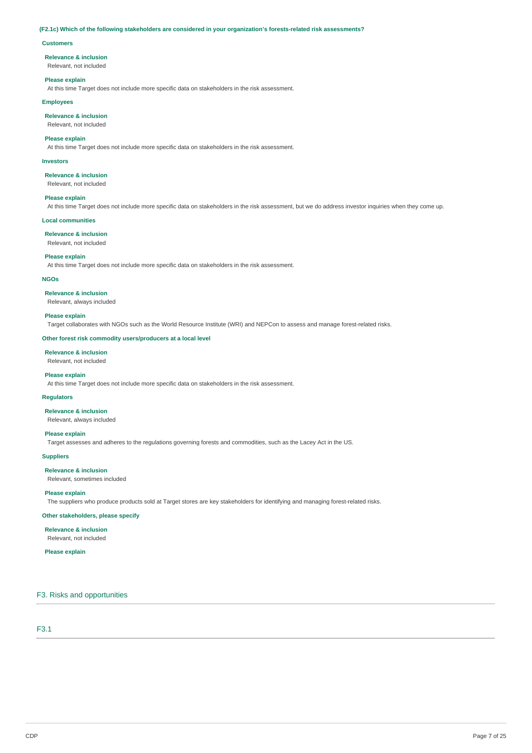**(F2.1c) Which of the following stakeholders are considered in your organization's forests-related risk assessments?**

**Customers**

**Relevance & inclusion**
Relevant, not included

**Please explain**
At this time Target does not include more specific data on stakeholders in the risk assessment.

**Employees**

**Relevance & inclusion**
Relevant, not included

**Please explain**
At this time Target does not include more specific data on stakeholders in the risk assessment.

**Investors**

**Relevance & inclusion**
Relevant, not included

**Please explain**
At this time Target does not include more specific data on stakeholders in the risk assessment, but we do address investor inquiries when they come up.

**Local communities**

**Relevance & inclusion**
Relevant, not included

**Please explain**
At this time Target does not include more specific data on stakeholders in the risk assessment.

**NGOs**

**Relevance & inclusion**
Relevant, always included

**Please explain**
Target collaborates with NGOs such as the World Resource Institute (WRI) and NEPCon to assess and manage forest-related risks.

**Other forest risk commodity users/producers at a local level**

**Relevance & inclusion**
Relevant, not included

**Please explain**
At this time Target does not include more specific data on stakeholders in the risk assessment.

**Regulators**

**Relevance & inclusion**
Relevant, always included

**Please explain**
Target assesses and adheres to the regulations governing forests and commodities, such as the Lacey Act in the US.

**Suppliers**

**Relevance & inclusion**
Relevant, sometimes included

**Please explain**
The suppliers who produce products sold at Target stores are key stakeholders for identifying and managing forest-related risks.

**Other stakeholders, please specify**

**Relevance & inclusion**
Relevant, not included

**Please explain**

## F3. Risks and opportunities

### F3.1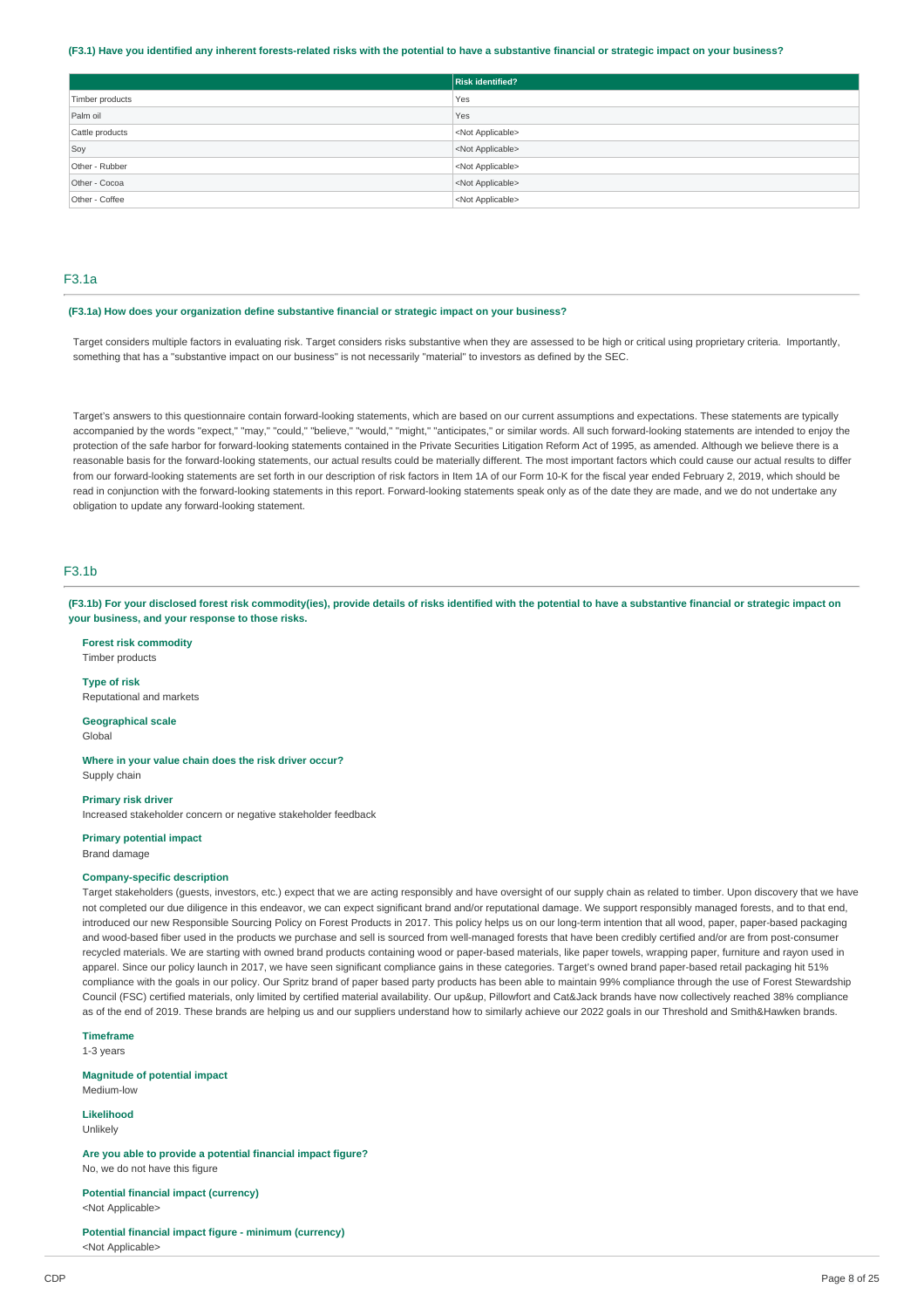**(F3.1) Have you identified any inherent forests-related risks with the potential to have a substantive financial or strategic impact on your business?**

| | Risk identified? |
|---|---|
| Timber products | Yes |
| Palm oil | Yes |
| Cattle products | <Not Applicable> |
| Soy | <Not Applicable> |
| Other - Rubber | <Not Applicable> |
| Other - Cocoa | <Not Applicable> |
| Other - Coffee | <Not Applicable> |

## F3.1a

**(F3.1a) How does your organization define substantive financial or strategic impact on your business?**

Target considers multiple factors in evaluating risk. Target considers risks substantive when they are assessed to be high or critical using proprietary criteria. Importantly, something that has a "substantive impact on our business" is not necessarily "material" to investors as defined by the SEC.

Target's answers to this questionnaire contain forward-looking statements, which are based on our current assumptions and expectations. These statements are typically accompanied by the words "expect," "may," "could," "believe," "would," "might," "anticipates," or similar words. All such forward-looking statements are intended to enjoy the protection of the safe harbor for forward-looking statements contained in the Private Securities Litigation Reform Act of 1995, as amended. Although we believe there is a reasonable basis for the forward-looking statements, our actual results could be materially different. The most important factors which could cause our actual results to differ from our forward-looking statements are set forth in our description of risk factors in Item 1A of our Form 10-K for the fiscal year ended February 2, 2019, which should be read in conjunction with the forward-looking statements in this report. Forward-looking statements speak only as of the date they are made, and we do not undertake any obligation to update any forward-looking statement.

## F3.1b

**(F3.1b) For your disclosed forest risk commodity(ies), provide details of risks identified with the potential to have a substantive financial or strategic impact on your business, and your response to those risks.**

**Forest risk commodity**
Timber products

**Type of risk**
Reputational and markets

**Geographical scale**
Global

**Where in your value chain does the risk driver occur?**
Supply chain

**Primary risk driver**
Increased stakeholder concern or negative stakeholder feedback

**Primary potential impact**
Brand damage

**Company-specific description**
Target stakeholders (guests, investors, etc.) expect that we are acting responsibly and have oversight of our supply chain as related to timber. Upon discovery that we have not completed our due diligence in this endeavor, we can expect significant brand and/or reputational damage. We support responsibly managed forests, and to that end, introduced our new Responsible Sourcing Policy on Forest Products in 2017. This policy helps us on our long-term intention that all wood, paper, paper-based packaging and wood-based fiber used in the products we purchase and sell is sourced from well-managed forests that have been credibly certified and/or are from post-consumer recycled materials. We are starting with owned brand products containing wood or paper-based materials, like paper towels, wrapping paper, furniture and rayon used in apparel. Since our policy launch in 2017, we have seen significant compliance gains in these categories. Target's owned brand paper-based retail packaging hit 51% compliance with the goals in our policy. Our Spritz brand of paper based party products has been able to maintain 99% compliance through the use of Forest Stewardship Council (FSC) certified materials, only limited by certified material availability. Our up&up, Pillowfort and Cat&Jack brands have now collectively reached 38% compliance as of the end of 2019. These brands are helping us and our suppliers understand how to similarly achieve our 2022 goals in our Threshold and Smith&Hawken brands.

**Timeframe**
1-3 years

**Magnitude of potential impact**
Medium-low

**Likelihood**
Unlikely

**Are you able to provide a potential financial impact figure?**
No, we do not have this figure

**Potential financial impact (currency)**
<Not Applicable>

**Potential financial impact figure - minimum (currency)**
<Not Applicable>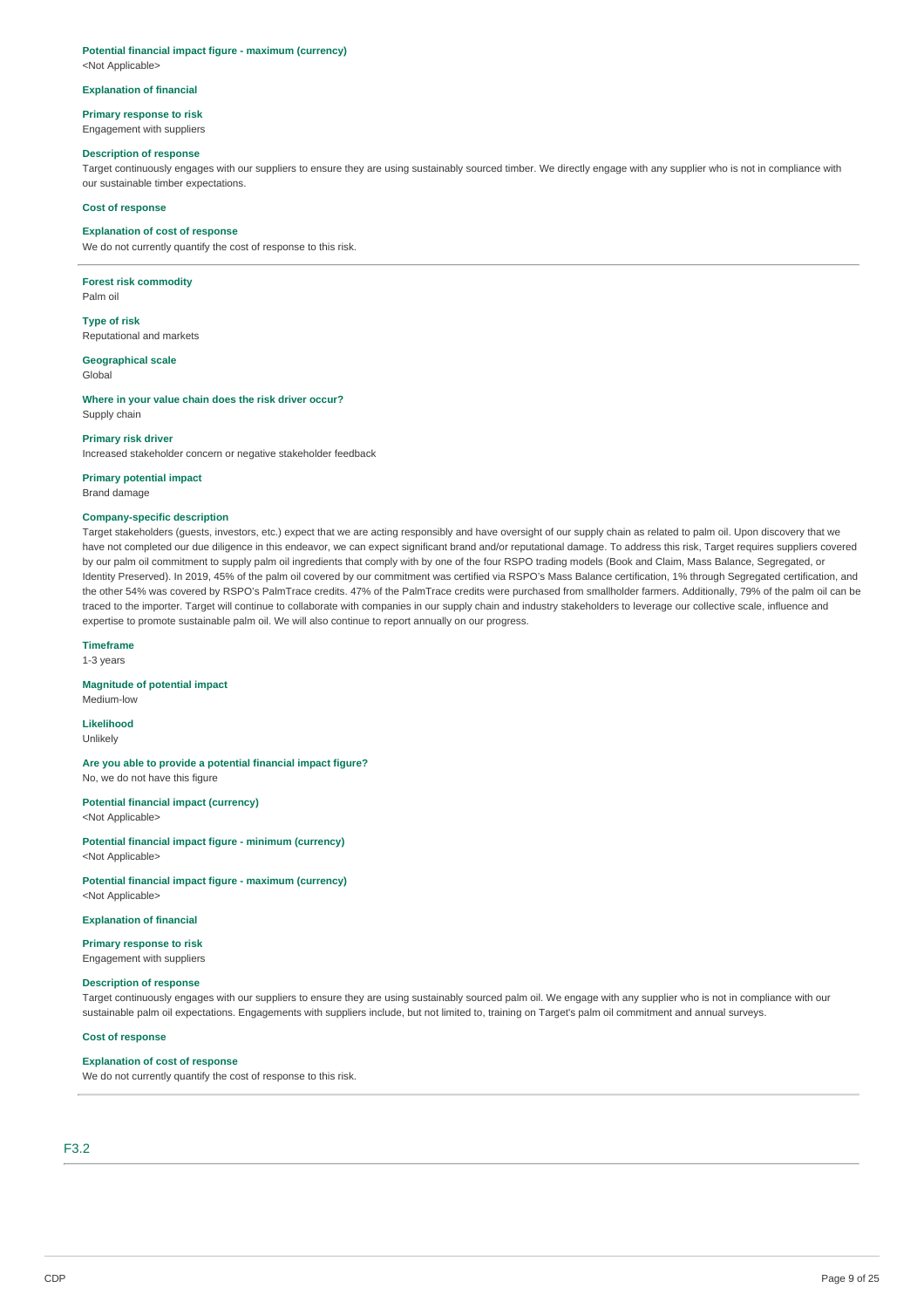**Potential financial impact figure - maximum (currency)**
<Not Applicable>

**Explanation of financial**

**Primary response to risk**
Engagement with suppliers

**Description of response**
Target continuously engages with our suppliers to ensure they are using sustainably sourced timber. We directly engage with any supplier who is not in compliance with our sustainable timber expectations.

**Cost of response**

**Explanation of cost of response**
We do not currently quantify the cost of response to this risk.

---

**Forest risk commodity**
Palm oil

**Type of risk**
Reputational and markets

**Geographical scale**
Global

**Where in your value chain does the risk driver occur?**
Supply chain

**Primary risk driver**
Increased stakeholder concern or negative stakeholder feedback

**Primary potential impact**
Brand damage

**Company-specific description**
Target stakeholders (guests, investors, etc.) expect that we are acting responsibly and have oversight of our supply chain as related to palm oil. Upon discovery that we have not completed our due diligence in this endeavor, we can expect significant brand and/or reputational damage. To address this risk, Target requires suppliers covered by our palm oil commitment to supply palm oil ingredients that comply with by one of the four RSPO trading models (Book and Claim, Mass Balance, Segregated, or Identity Preserved). In 2019, 45% of the palm oil covered by our commitment was certified via RSPO's Mass Balance certification, 1% through Segregated certification, and the other 54% was covered by RSPO's PalmTrace credits. 47% of the PalmTrace credits were purchased from smallholder farmers. Additionally, 79% of the palm oil can be traced to the importer. Target will continue to collaborate with companies in our supply chain and industry stakeholders to leverage our collective scale, influence and expertise to promote sustainable palm oil. We will also continue to report annually on our progress.

**Timeframe**
1-3 years

**Magnitude of potential impact**
Medium-low

**Likelihood**
Unlikely

**Are you able to provide a potential financial impact figure?**
No, we do not have this figure

**Potential financial impact (currency)**
<Not Applicable>

**Potential financial impact figure - minimum (currency)**
<Not Applicable>

**Potential financial impact figure - maximum (currency)**
<Not Applicable>

**Explanation of financial**

**Primary response to risk**
Engagement with suppliers

**Description of response**
Target continuously engages with our suppliers to ensure they are using sustainably sourced palm oil. We engage with any supplier who is not in compliance with our sustainable palm oil expectations. Engagements with suppliers include, but not limited to, training on Target's palm oil commitment and annual surveys.

**Cost of response**

**Explanation of cost of response**
We do not currently quantify the cost of response to this risk.

---

## F3.2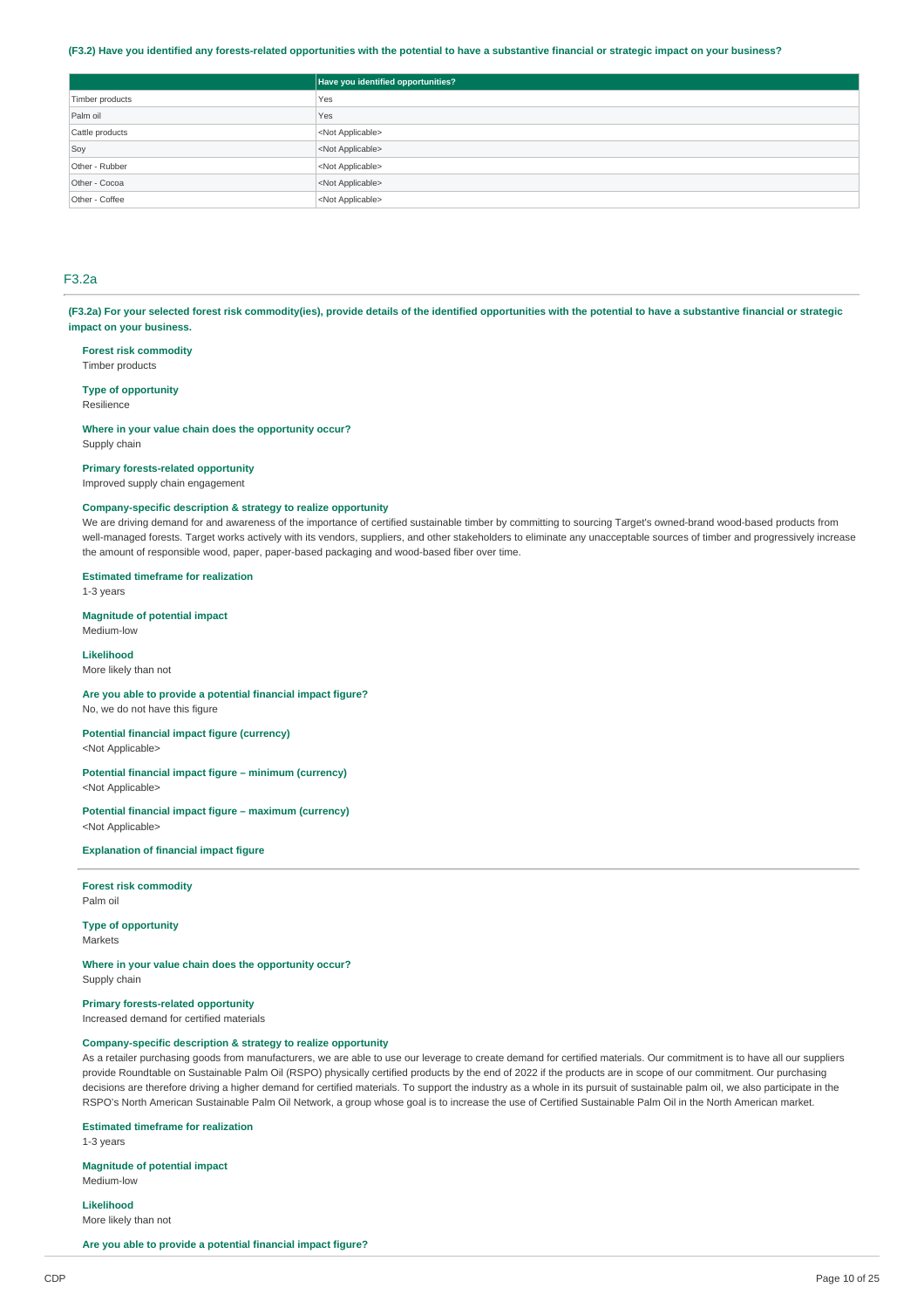**(F3.2) Have you identified any forests-related opportunities with the potential to have a substantive financial or strategic impact on your business?**

| | Have you identified opportunities? |
|---|---|
| Timber products | Yes |
| Palm oil | Yes |
| Cattle products | <Not Applicable> |
| Soy | <Not Applicable> |
| Other - Rubber | <Not Applicable> |
| Other - Cocoa | <Not Applicable> |
| Other - Coffee | <Not Applicable> |

## F3.2a

**(F3.2a) For your selected forest risk commodity(ies), provide details of the identified opportunities with the potential to have a substantive financial or strategic impact on your business.**

**Forest risk commodity**
Timber products

**Type of opportunity**
Resilience

**Where in your value chain does the opportunity occur?**
Supply chain

**Primary forests-related opportunity**
Improved supply chain engagement

**Company-specific description & strategy to realize opportunity**
We are driving demand for and awareness of the importance of certified sustainable timber by committing to sourcing Target's owned-brand wood-based products from well-managed forests. Target works actively with its vendors, suppliers, and other stakeholders to eliminate any unacceptable sources of timber and progressively increase the amount of responsible wood, paper, paper-based packaging and wood-based fiber over time.

**Estimated timeframe for realization**
1-3 years

**Magnitude of potential impact**
Medium-low

**Likelihood**
More likely than not

**Are you able to provide a potential financial impact figure?**
No, we do not have this figure

**Potential financial impact figure (currency)**
<Not Applicable>

**Potential financial impact figure – minimum (currency)**
<Not Applicable>

**Potential financial impact figure – maximum (currency)**
<Not Applicable>

**Explanation of financial impact figure**

---

**Forest risk commodity**
Palm oil

**Type of opportunity**
Markets

**Where in your value chain does the opportunity occur?**
Supply chain

**Primary forests-related opportunity**
Increased demand for certified materials

**Company-specific description & strategy to realize opportunity**
As a retailer purchasing goods from manufacturers, we are able to use our leverage to create demand for certified materials. Our commitment is to have all our suppliers provide Roundtable on Sustainable Palm Oil (RSPO) physically certified products by the end of 2022 if the products are in scope of our commitment. Our purchasing decisions are therefore driving a higher demand for certified materials. To support the industry as a whole in its pursuit of sustainable palm oil, we also participate in the RSPO's North American Sustainable Palm Oil Network, a group whose goal is to increase the use of Certified Sustainable Palm Oil in the North American market.

**Estimated timeframe for realization**
1-3 years

**Magnitude of potential impact**
Medium-low

**Likelihood**
More likely than not

**Are you able to provide a potential financial impact figure?**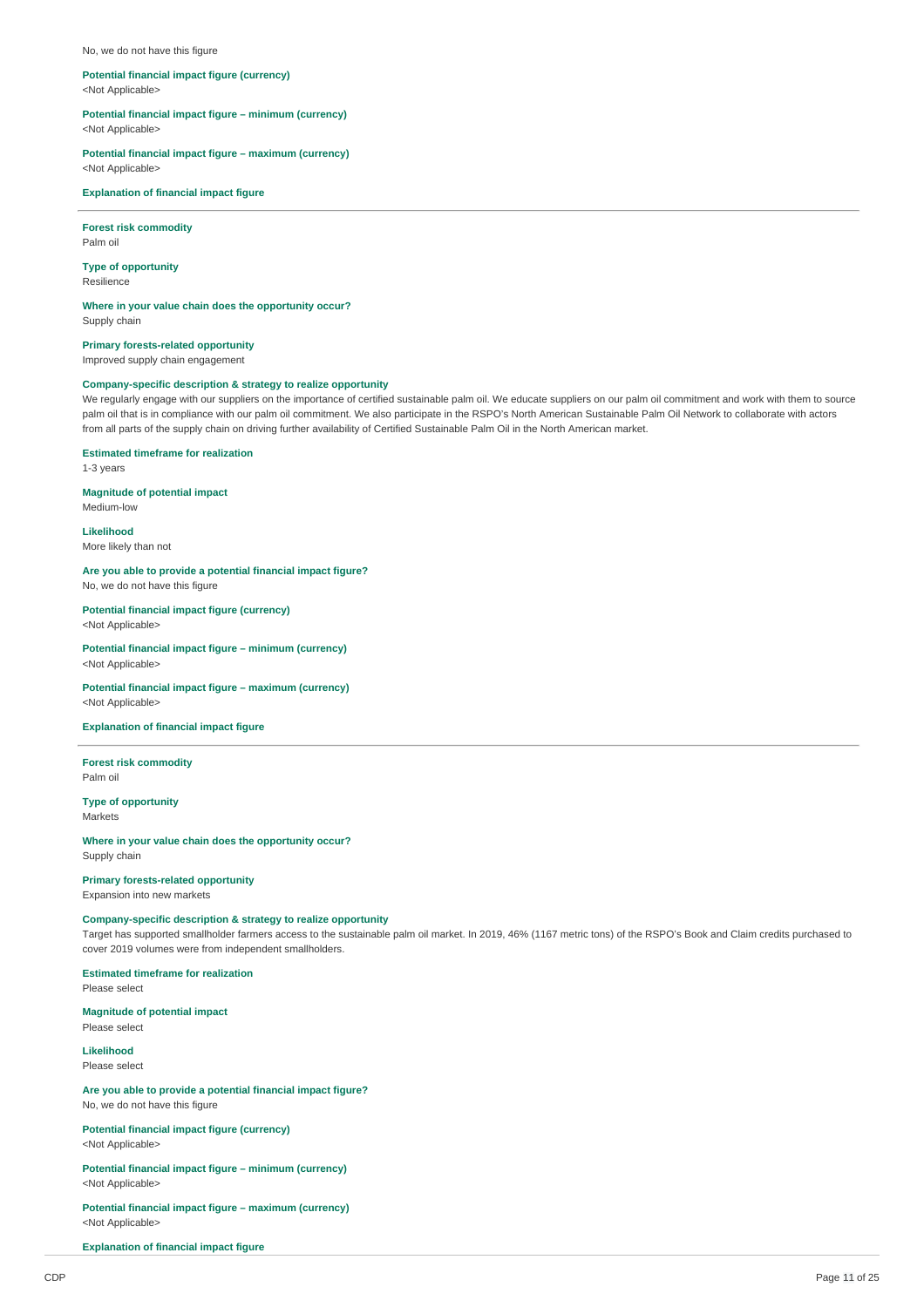No, we do not have this figure

**Potential financial impact figure (currency)**
<Not Applicable>

**Potential financial impact figure – minimum (currency)**
<Not Applicable>

**Potential financial impact figure – maximum (currency)**
<Not Applicable>

**Explanation of financial impact figure**

---

**Forest risk commodity**
Palm oil

**Type of opportunity**
Resilience

**Where in your value chain does the opportunity occur?**
Supply chain

**Primary forests-related opportunity**
Improved supply chain engagement

**Company-specific description & strategy to realize opportunity**
We regularly engage with our suppliers on the importance of certified sustainable palm oil. We educate suppliers on our palm oil commitment and work with them to source palm oil that is in compliance with our palm oil commitment. We also participate in the RSPO's North American Sustainable Palm Oil Network to collaborate with actors from all parts of the supply chain on driving further availability of Certified Sustainable Palm Oil in the North American market.

**Estimated timeframe for realization**
1-3 years

**Magnitude of potential impact**
Medium-low

**Likelihood**
More likely than not

**Are you able to provide a potential financial impact figure?**
No, we do not have this figure

**Potential financial impact figure (currency)**
<Not Applicable>

**Potential financial impact figure – minimum (currency)**
<Not Applicable>

**Potential financial impact figure – maximum (currency)**
<Not Applicable>

**Explanation of financial impact figure**

---

**Forest risk commodity**
Palm oil

**Type of opportunity**
Markets

**Where in your value chain does the opportunity occur?**
Supply chain

**Primary forests-related opportunity**
Expansion into new markets

**Company-specific description & strategy to realize opportunity**
Target has supported smallholder farmers access to the sustainable palm oil market. In 2019, 46% (1167 metric tons) of the RSPO's Book and Claim credits purchased to cover 2019 volumes were from independent smallholders.

**Estimated timeframe for realization**
Please select

**Magnitude of potential impact**
Please select

**Likelihood**
Please select

**Are you able to provide a potential financial impact figure?**
No, we do not have this figure

**Potential financial impact figure (currency)**
<Not Applicable>

**Potential financial impact figure – minimum (currency)**
<Not Applicable>

**Potential financial impact figure – maximum (currency)**
<Not Applicable>

**Explanation of financial impact figure**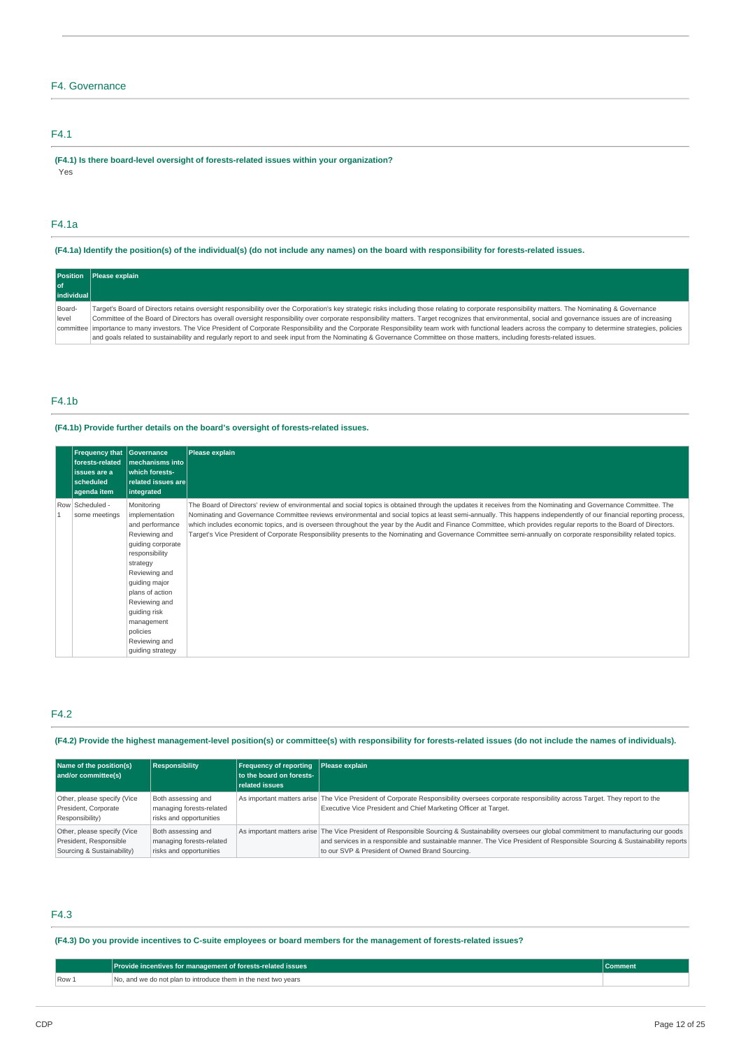# F4. Governance

## F4.1

**(F4.1) Is there board-level oversight of forests-related issues within your organization?**

Yes

## F4.1a

**(F4.1a) Identify the position(s) of the individual(s) (do not include any names) on the board with responsibility for forests-related issues.**

| Position of individual | Please explain |
|---|---|
| Board-level committee | Target's Board of Directors retains oversight responsibility over the Corporation's key strategic risks including those relating to corporate responsibility matters. The Nominating & Governance Committee of the Board of Directors has overall oversight responsibility over corporate responsibility matters. Target recognizes that environmental, social and governance issues are of increasing importance to many investors. The Vice President of Corporate Responsibility and the Corporate Responsibility team work with functional leaders across the company to determine strategies, policies and goals related to sustainability and regularly report to and seek input from the Nominating & Governance Committee on those matters, including forests-related issues. |

## F4.1b

**(F4.1b) Provide further details on the board's oversight of forests-related issues.**

| | Frequency that forests-related issues are a scheduled agenda item | Governance mechanisms into which forests-related issues are integrated | Please explain |
|---|---|---|---|
| Row 1 | Scheduled - some meetings | Monitoring implementation and performance<br>Reviewing and guiding corporate responsibility strategy<br>Reviewing and guiding major plans of action<br>Reviewing and guiding risk management policies<br>Reviewing and guiding strategy | The Board of Directors' review of environmental and social topics is obtained through the updates it receives from the Nominating and Governance Committee. The Nominating and Governance Committee reviews environmental and social topics at least semi-annually. This happens independently of our financial reporting process, which includes economic topics, and is overseen throughout the year by the Audit and Finance Committee, which provides regular reports to the Board of Directors. Target's Vice President of Corporate Responsibility presents to the Nominating and Governance Committee semi-annually on corporate responsibility related topics. |

## F4.2

**(F4.2) Provide the highest management-level position(s) or committee(s) with responsibility for forests-related issues (do not include the names of individuals).**

| Name of the position(s) and/or committee(s) | Responsibility | Frequency of reporting to the board on forests-related issues | Please explain |
|---|---|---|---|
| Other, please specify (Vice President, Corporate Responsibility) | Both assessing and managing forests-related risks and opportunities | As important matters arise | The Vice President of Corporate Responsibility oversees corporate responsibility across Target. They report to the Executive Vice President and Chief Marketing Officer at Target. |
| Other, please specify (Vice President, Responsible Sourcing & Sustainability) | Both assessing and managing forests-related risks and opportunities | As important matters arise | The Vice President of Responsible Sourcing & Sustainability oversees our global commitment to manufacturing our goods and services in a responsible and sustainable manner. The Vice President of Responsible Sourcing & Sustainability reports to our SVP & President of Owned Brand Sourcing. |

## F4.3

**(F4.3) Do you provide incentives to C-suite employees or board members for the management of forests-related issues?**

| | Provide incentives for management of forests-related issues | Comment |
|---|---|---|
| Row 1 | No, and we do not plan to introduce them in the next two years | |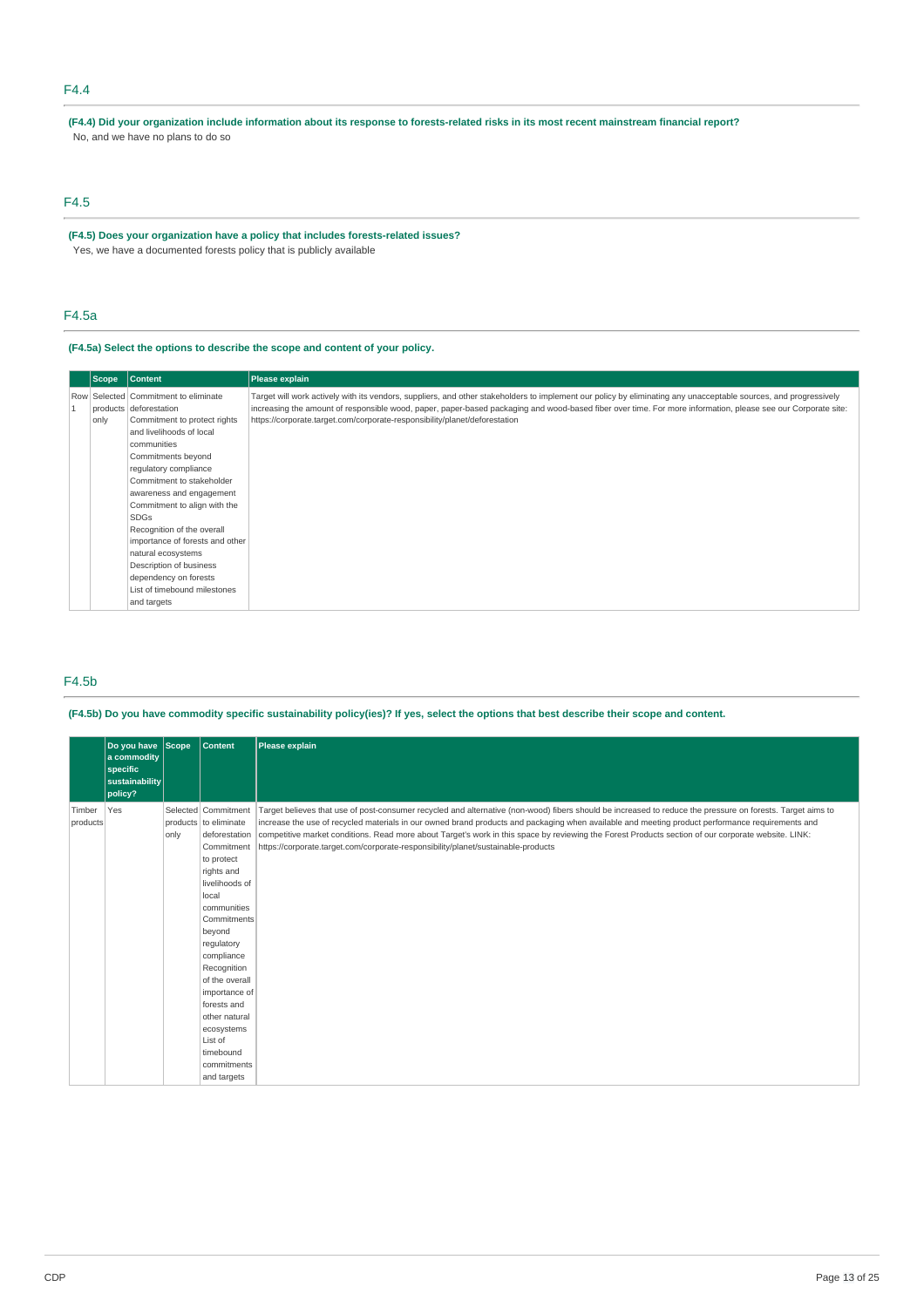## F4.4

**(F4.4) Did your organization include information about its response to forests-related risks in its most recent mainstream financial report?**

No, and we have no plans to do so

## F4.5

**(F4.5) Does your organization have a policy that includes forests-related issues?**

Yes, we have a documented forests policy that is publicly available

## F4.5a

**(F4.5a) Select the options to describe the scope and content of your policy.**

| | Scope | Content | Please explain |
|---|---|---|---|
| Row 1 | Selected products only | Commitment to eliminate deforestation<br>Commitment to protect rights and livelihoods of local communities<br>Commitments beyond regulatory compliance<br>Commitment to stakeholder awareness and engagement<br>Commitment to align with the SDGs<br>Recognition of the overall importance of forests and other natural ecosystems<br>Description of business dependency on forests<br>List of timebound milestones and targets | Target will work actively with its vendors, suppliers, and other stakeholders to implement our policy by eliminating any unacceptable sources, and progressively increasing the amount of responsible wood, paper, paper-based packaging and wood-based fiber over time. For more information, please see our Corporate site: https://corporate.target.com/corporate-responsibility/planet/deforestation |

## F4.5b

**(F4.5b) Do you have commodity specific sustainability policy(ies)? If yes, select the options that best describe their scope and content.**

| | Do you have a commodity specific sustainability policy? | Scope | Content | Please explain |
|---|---|---|---|---|
| Timber products | Yes | Selected products only | Commitment to eliminate deforestation<br>Commitment to protect rights and livelihoods of local communities<br>Commitments beyond regulatory compliance<br>Recognition of the overall importance of forests and other natural ecosystems<br>List of timebound commitments and targets | Target believes that use of post-consumer recycled and alternative (non-wood) fibers should be increased to reduce the pressure on forests. Target aims to increase the use of recycled materials in our owned brand products and packaging when available and meeting product performance requirements and competitive market conditions. Read more about Target's work in this space by reviewing the Forest Products section of our corporate website. LINK: https://corporate.target.com/corporate-responsibility/planet/sustainable-products |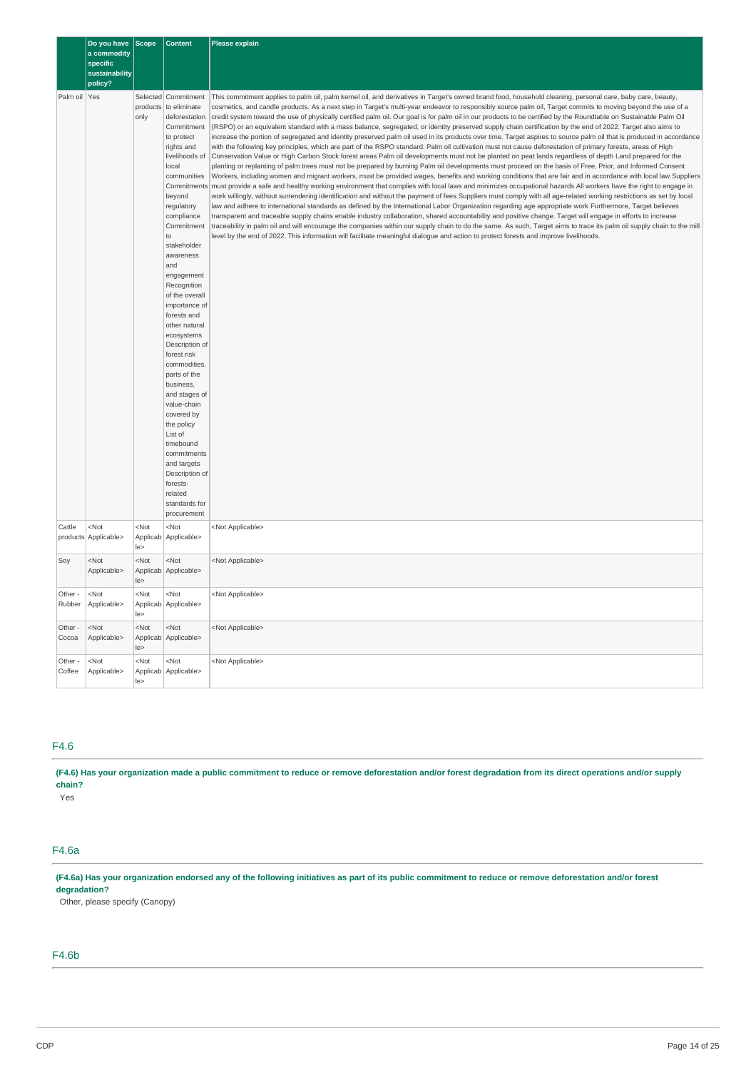| | Do you have a commodity specific sustainability policy? | Scope | Content | Please explain |
|---|---|---|---|---|
| Palm oil | Yes | Selected products only | Commitment to eliminate deforestation Commitment to protect rights and livelihoods of local communities Commitments beyond regulatory compliance Commitment to stakeholder awareness and engagement Recognition of the overall importance of forests and other natural ecosystems Description of forest risk commodities, parts of the business, and stages of value-chain covered by the policy List of timebound commitments and targets Description of forests-related standards for procurement | This commitment applies to palm oil, palm kernel oil, and derivatives in Target's owned brand food, household cleaning, personal care, baby care, beauty, cosmetics, and candle products. As a next step in Target's multi-year endeavor to responsibly source palm oil, Target commits to moving beyond the use of a credit system toward the use of physically certified palm oil. Our goal is for palm oil in our products to be certified by the Roundtable on Sustainable Palm Oil (RSPO) or an equivalent standard with a mass balance, segregated, or identity preserved supply chain certification by the end of 2022. Target also aims to increase the portion of segregated and identity preserved palm oil used in its products over time. Target aspires to source palm oil that is produced in accordance with the following key principles, which are part of the RSPO standard: Palm oil cultivation must not cause deforestation of primary forests, areas of High Conservation Value or High Carbon Stock forest areas Palm oil developments must not be planted on peat lands regardless of depth Land prepared for the planting or replanting of palm trees must not be prepared by burning Palm oil developments must proceed on the basis of Free, Prior, and Informed Consent Workers, including women and migrant workers, must be provided wages, benefits and working conditions that are fair and in accordance with local law Suppliers must provide a safe and healthy working environment that complies with local laws and minimizes occupational hazards All workers have the right to engage in work willingly, without surrendering identification and without the payment of fees Suppliers must comply with all age-related working restrictions as set by local law and adhere to international standards as defined by the International Labor Organization regarding age appropriate work Furthermore, Target believes transparent and traceable supply chains enable industry collaboration, shared accountability and positive change. Target will engage in efforts to increase traceability in palm oil and will encourage the companies within our supply chain to do the same. As such, Target aims to trace its palm oil supply chain to the mill level by the end of 2022. This information will facilitate meaningful dialogue and action to protect forests and improve livelihoods. |
| Cattle products | <Not Applicable> | <Not Applicable> | <Not Applicable> | <Not Applicable> |
| Soy | <Not Applicable> | <Not Applicable> | <Not Applicable> | <Not Applicable> |
| Other - Rubber | <Not Applicable> | <Not Applicable> | <Not Applicable> | <Not Applicable> |
| Other - Cocoa | <Not Applicable> | <Not Applicable> | <Not Applicable> | <Not Applicable> |
| Other - Coffee | <Not Applicable> | <Not Applicable> | <Not Applicable> | <Not Applicable> |

## F4.6

**(F4.6) Has your organization made a public commitment to reduce or remove deforestation and/or forest degradation from its direct operations and/or supply chain?**

Yes

## F4.6a

**(F4.6a) Has your organization endorsed any of the following initiatives as part of its public commitment to reduce or remove deforestation and/or forest degradation?**

Other, please specify (Canopy)

## F4.6b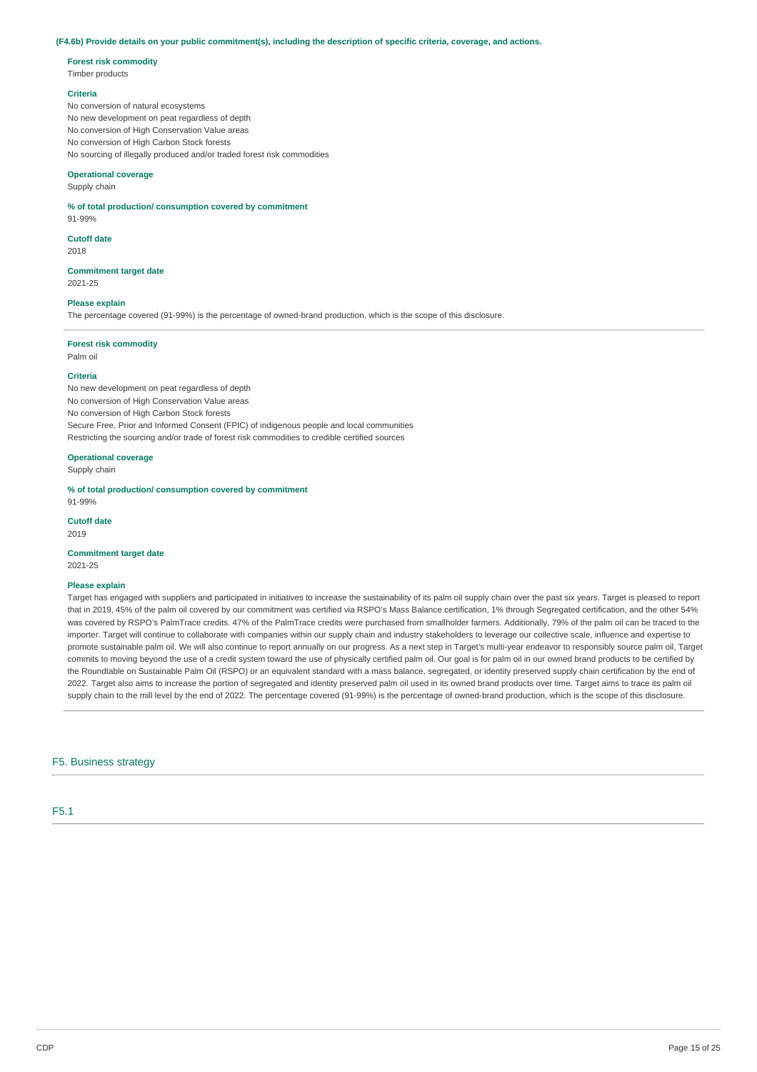**(F4.6b) Provide details on your public commitment(s), including the description of specific criteria, coverage, and actions.**

**Forest risk commodity**
Timber products

**Criteria**
No conversion of natural ecosystems
No new development on peat regardless of depth
No conversion of High Conservation Value areas
No conversion of High Carbon Stock forests
No sourcing of illegally produced and/or traded forest risk commodities

**Operational coverage**
Supply chain

**% of total production/ consumption covered by commitment**
91-99%

**Cutoff date**
2018

**Commitment target date**
2021-25

**Please explain**
The percentage covered (91-99%) is the percentage of owned-brand production, which is the scope of this disclosure.

---

**Forest risk commodity**
Palm oil

**Criteria**
No new development on peat regardless of depth
No conversion of High Conservation Value areas
No conversion of High Carbon Stock forests
Secure Free, Prior and Informed Consent (FPIC) of indigenous people and local communities
Restricting the sourcing and/or trade of forest risk commodities to credible certified sources

**Operational coverage**
Supply chain

**% of total production/ consumption covered by commitment**
91-99%

**Cutoff date**
2019

**Commitment target date**
2021-25

**Please explain**
Target has engaged with suppliers and participated in initiatives to increase the sustainability of its palm oil supply chain over the past six years. Target is pleased to report that in 2019, 45% of the palm oil covered by our commitment was certified via RSPO's Mass Balance certification, 1% through Segregated certification, and the other 54% was covered by RSPO's PalmTrace credits. 47% of the PalmTrace credits were purchased from smallholder farmers. Additionally, 79% of the palm oil can be traced to the importer. Target will continue to collaborate with companies within our supply chain and industry stakeholders to leverage our collective scale, influence and expertise to promote sustainable palm oil. We will also continue to report annually on our progress. As a next step in Target's multi-year endeavor to responsibly source palm oil, Target commits to moving beyond the use of a credit system toward the use of physically certified palm oil. Our goal is for palm oil in our owned brand products to be certified by the Roundtable on Sustainable Palm Oil (RSPO) or an equivalent standard with a mass balance, segregated, or identity preserved supply chain certification by the end of 2022. Target also aims to increase the portion of segregated and identity preserved palm oil used in its owned brand products over time. Target aims to trace its palm oil supply chain to the mill level by the end of 2022. The percentage covered (91-99%) is the percentage of owned-brand production, which is the scope of this disclosure.

## F5. Business strategy

### F5.1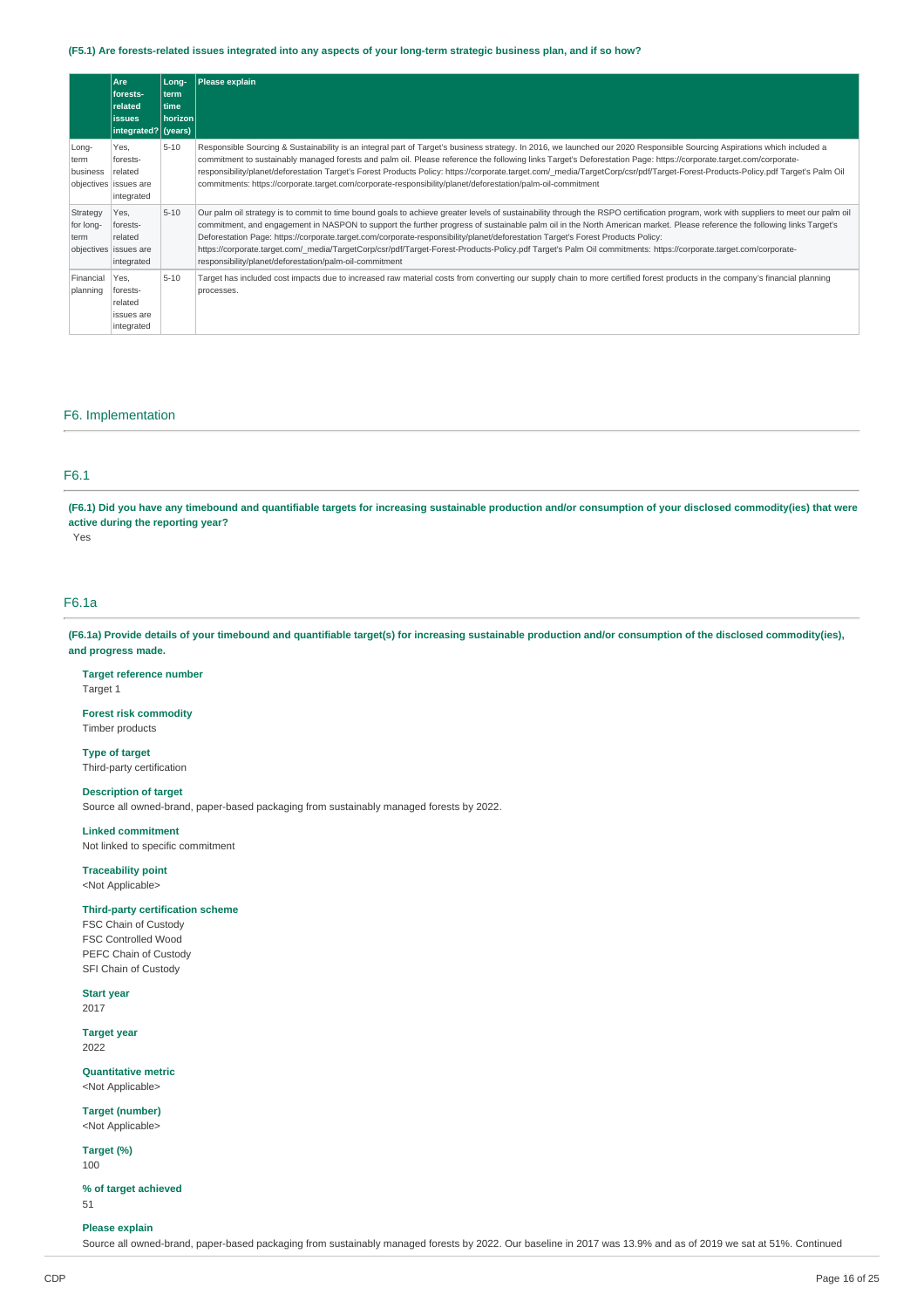**(F5.1) Are forests-related issues integrated into any aspects of your long-term strategic business plan, and if so how?**

| | Are forests-related issues integrated? | Long-term time horizon (years) | Please explain |
|---|---|---|---|
| Long-term business objectives | Yes, forests-related issues are integrated | 5-10 | Responsible Sourcing & Sustainability is an integral part of Target's business strategy. In 2016, we launched our 2020 Responsible Sourcing Aspirations which included a commitment to sustainably managed forests and palm oil. Please reference the following links Target's Deforestation Page: https://corporate.target.com/corporate-responsibility/planet/deforestation Target's Forest Products Policy: https://corporate.target.com/_media/TargetCorp/csr/pdf/Target-Forest-Products-Policy.pdf Target's Palm Oil commitments: https://corporate.target.com/corporate-responsibility/planet/deforestation/palm-oil-commitment |
| Strategy for long-term objectives | Yes, forests-related issues are integrated | 5-10 | Our palm oil strategy is to commit to time bound goals to achieve greater levels of sustainability through the RSPO certification program, work with suppliers to meet our palm oil commitment, and engagement in NASPON to support the further progress of sustainable palm oil in the North American market. Please reference the following links Target's Deforestation Page: https://corporate.target.com/corporate-responsibility/planet/deforestation Target's Forest Products Policy: https://corporate.target.com/_media/TargetCorp/csr/pdf/Target-Forest-Products-Policy.pdf Target's Palm Oil commitments: https://corporate.target.com/corporate-responsibility/planet/deforestation/palm-oil-commitment |
| Financial planning | Yes, forests-related issues are integrated | 5-10 | Target has included cost impacts due to increased raw material costs from converting our supply chain to more certified forest products in the company's financial planning processes. |

## F6. Implementation

### F6.1

**(F6.1) Did you have any timebound and quantifiable targets for increasing sustainable production and/or consumption of your disclosed commodity(ies) that were active during the reporting year?**

Yes

### F6.1a

**(F6.1a) Provide details of your timebound and quantifiable target(s) for increasing sustainable production and/or consumption of the disclosed commodity(ies), and progress made.**

**Target reference number**
Target 1

**Forest risk commodity**
Timber products

**Type of target**
Third-party certification

**Description of target**
Source all owned-brand, paper-based packaging from sustainably managed forests by 2022.

**Linked commitment**
Not linked to specific commitment

**Traceability point**
<Not Applicable>

**Third-party certification scheme**
FSC Chain of Custody
FSC Controlled Wood
PEFC Chain of Custody
SFI Chain of Custody

**Start year**
2017

**Target year**
2022

**Quantitative metric**
<Not Applicable>

**Target (number)**
<Not Applicable>

**Target (%)**
100

**% of target achieved**
51

**Please explain**
Source all owned-brand, paper-based packaging from sustainably managed forests by 2022. Our baseline in 2017 was 13.9% and as of 2019 we sat at 51%. Continued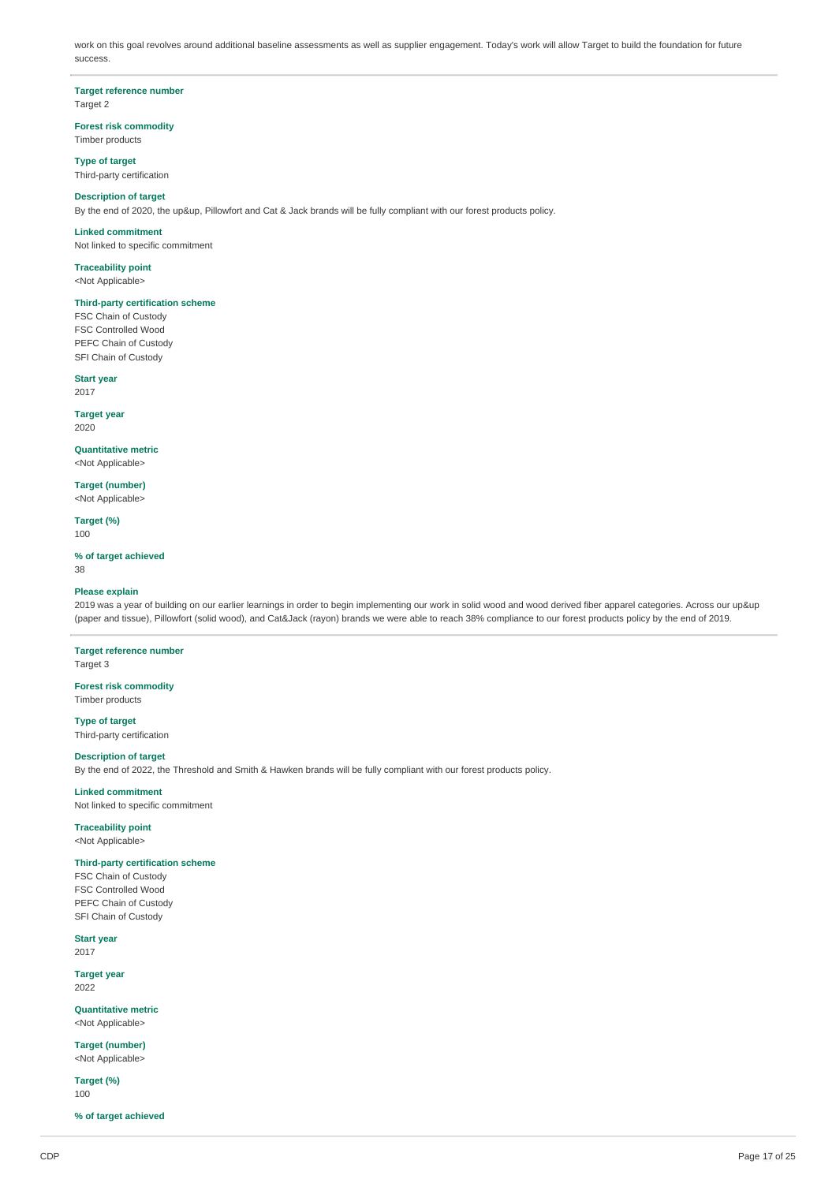work on this goal revolves around additional baseline assessments as well as supplier engagement. Today's work will allow Target to build the foundation for future success.

**Target reference number**
Target 2

**Forest risk commodity**
Timber products

**Type of target**
Third-party certification

**Description of target**
By the end of 2020, the up&up, Pillowfort and Cat & Jack brands will be fully compliant with our forest products policy.

**Linked commitment**
Not linked to specific commitment

**Traceability point**
<Not Applicable>

**Third-party certification scheme**
FSC Chain of Custody
FSC Controlled Wood
PEFC Chain of Custody
SFI Chain of Custody

**Start year**
2017

**Target year**
2020

**Quantitative metric**
<Not Applicable>

**Target (number)**
<Not Applicable>

**Target (%)**
100

**% of target achieved**
38

**Please explain**
2019 was a year of building on our earlier learnings in order to begin implementing our work in solid wood and wood derived fiber apparel categories. Across our up&up (paper and tissue), Pillowfort (solid wood), and Cat&Jack (rayon) brands we were able to reach 38% compliance to our forest products policy by the end of 2019.

**Target reference number**
Target 3

**Forest risk commodity**
Timber products

**Type of target**
Third-party certification

**Description of target**
By the end of 2022, the Threshold and Smith & Hawken brands will be fully compliant with our forest products policy.

**Linked commitment**
Not linked to specific commitment

**Traceability point**
<Not Applicable>

**Third-party certification scheme**
FSC Chain of Custody
FSC Controlled Wood
PEFC Chain of Custody
SFI Chain of Custody

**Start year**
2017

**Target year**
2022

**Quantitative metric**
<Not Applicable>

**Target (number)**
<Not Applicable>

**Target (%)**
100

**% of target achieved**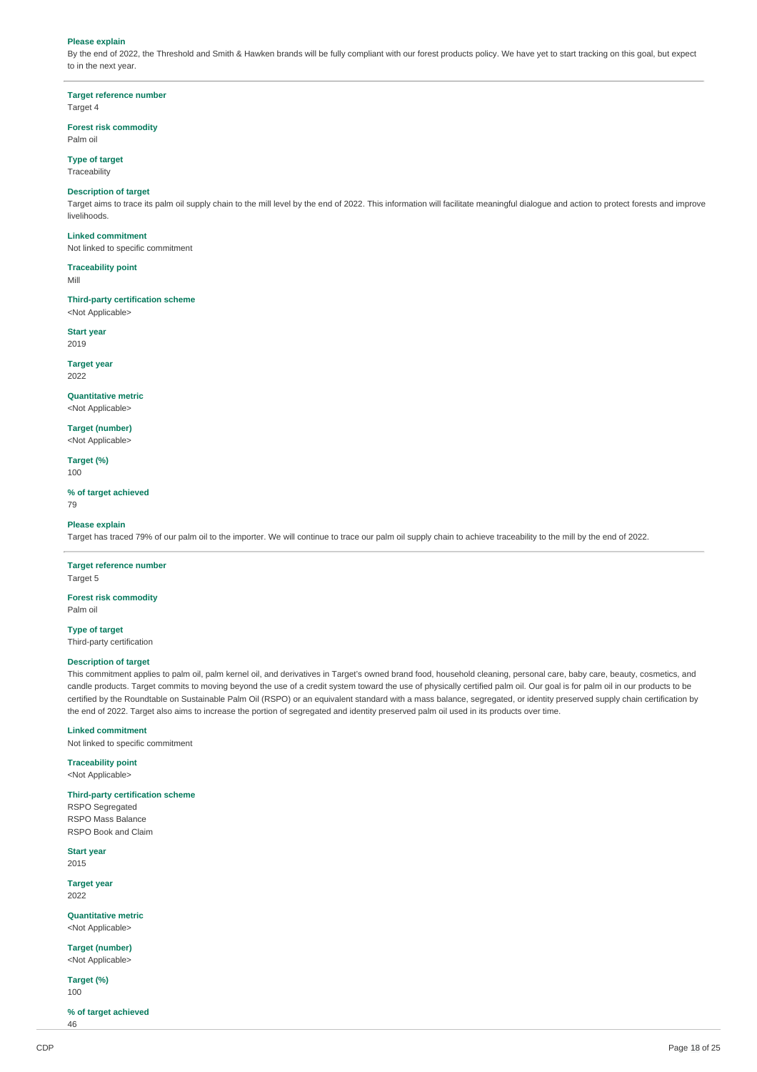**Please explain**

By the end of 2022, the Threshold and Smith & Hawken brands will be fully compliant with our forest products policy. We have yet to start tracking on this goal, but expect to in the next year.

---

**Target reference number**

Target 4

**Forest risk commodity**

Palm oil

**Type of target**

Traceability

**Description of target**

Target aims to trace its palm oil supply chain to the mill level by the end of 2022. This information will facilitate meaningful dialogue and action to protect forests and improve livelihoods.

**Linked commitment**

Not linked to specific commitment

**Traceability point**

Mill

**Third-party certification scheme**

<Not Applicable>

**Start year**

2019

**Target year**

2022

**Quantitative metric**

<Not Applicable>

**Target (number)**

<Not Applicable>

**Target (%)**

100

**% of target achieved**

79

**Please explain**

Target has traced 79% of our palm oil to the importer. We will continue to trace our palm oil supply chain to achieve traceability to the mill by the end of 2022.

---

**Target reference number**

Target 5

**Forest risk commodity**

Palm oil

**Type of target**

Third-party certification

**Description of target**

This commitment applies to palm oil, palm kernel oil, and derivatives in Target's owned brand food, household cleaning, personal care, baby care, beauty, cosmetics, and candle products. Target commits to moving beyond the use of a credit system toward the use of physically certified palm oil. Our goal is for palm oil in our products to be certified by the Roundtable on Sustainable Palm Oil (RSPO) or an equivalent standard with a mass balance, segregated, or identity preserved supply chain certification by the end of 2022. Target also aims to increase the portion of segregated and identity preserved palm oil used in its products over time.

**Linked commitment**

Not linked to specific commitment

**Traceability point**

<Not Applicable>

**Third-party certification scheme**

RSPO Segregated
RSPO Mass Balance
RSPO Book and Claim

**Start year**

2015

**Target year**

2022

**Quantitative metric**

<Not Applicable>

**Target (number)**

<Not Applicable>

**Target (%)**

100

**% of target achieved**

46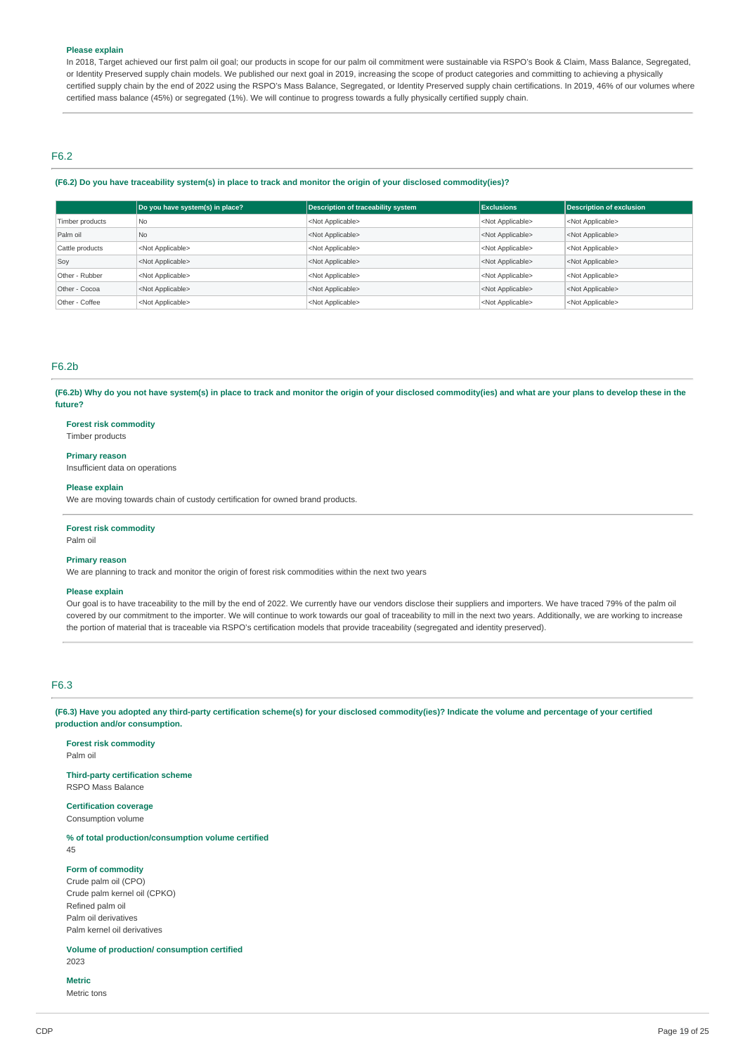**Please explain**

In 2018, Target achieved our first palm oil goal; our products in scope for our palm oil commitment were sustainable via RSPO's Book & Claim, Mass Balance, Segregated, or Identity Preserved supply chain models. We published our next goal in 2019, increasing the scope of product categories and committing to achieving a physically certified supply chain by the end of 2022 using the RSPO's Mass Balance, Segregated, or Identity Preserved supply chain certifications. In 2019, 46% of our volumes where certified mass balance (45%) or segregated (1%). We will continue to progress towards a fully physically certified supply chain.

## F6.2

**(F6.2) Do you have traceability system(s) in place to track and monitor the origin of your disclosed commodity(ies)?**

| | Do you have system(s) in place? | Description of traceability system | Exclusions | Description of exclusion |
|---|---|---|---|---|
| Timber products | No | <Not Applicable> | <Not Applicable> | <Not Applicable> |
| Palm oil | No | <Not Applicable> | <Not Applicable> | <Not Applicable> |
| Cattle products | <Not Applicable> | <Not Applicable> | <Not Applicable> | <Not Applicable> |
| Soy | <Not Applicable> | <Not Applicable> | <Not Applicable> | <Not Applicable> |
| Other - Rubber | <Not Applicable> | <Not Applicable> | <Not Applicable> | <Not Applicable> |
| Other - Cocoa | <Not Applicable> | <Not Applicable> | <Not Applicable> | <Not Applicable> |
| Other - Coffee | <Not Applicable> | <Not Applicable> | <Not Applicable> | <Not Applicable> |

## F6.2b

**(F6.2b) Why do you not have system(s) in place to track and monitor the origin of your disclosed commodity(ies) and what are your plans to develop these in the future?**

**Forest risk commodity**
Timber products

**Primary reason**
Insufficient data on operations

**Please explain**
We are moving towards chain of custody certification for owned brand products.

---

**Forest risk commodity**
Palm oil

**Primary reason**
We are planning to track and monitor the origin of forest risk commodities within the next two years

**Please explain**
Our goal is to have traceability to the mill by the end of 2022. We currently have our vendors disclose their suppliers and importers. We have traced 79% of the palm oil covered by our commitment to the importer. We will continue to work towards our goal of traceability to mill in the next two years. Additionally, we are working to increase the portion of material that is traceable via RSPO's certification models that provide traceability (segregated and identity preserved).

## F6.3

**(F6.3) Have you adopted any third-party certification scheme(s) for your disclosed commodity(ies)? Indicate the volume and percentage of your certified production and/or consumption.**

**Forest risk commodity**
Palm oil

**Third-party certification scheme**
RSPO Mass Balance

**Certification coverage**
Consumption volume

**% of total production/consumption volume certified**
45

**Form of commodity**
Crude palm oil (CPO)
Crude palm kernel oil (CPKO)
Refined palm oil
Palm oil derivatives
Palm kernel oil derivatives

**Volume of production/ consumption certified**
2023

**Metric**
Metric tons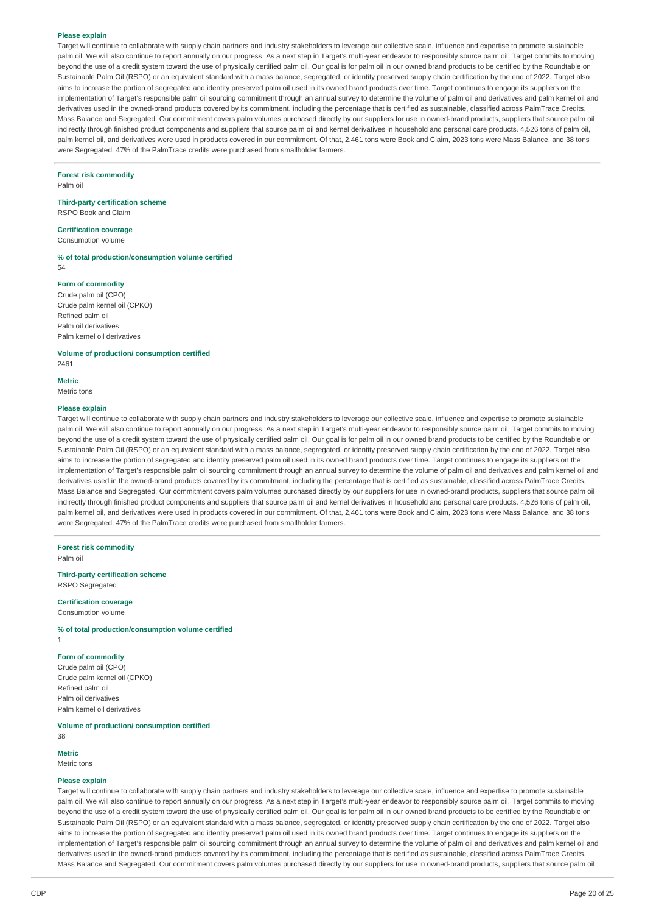**Please explain**

Target will continue to collaborate with supply chain partners and industry stakeholders to leverage our collective scale, influence and expertise to promote sustainable palm oil. We will also continue to report annually on our progress. As a next step in Target's multi-year endeavor to responsibly source palm oil, Target commits to moving beyond the use of a credit system toward the use of physically certified palm oil. Our goal is for palm oil in our owned brand products to be certified by the Roundtable on Sustainable Palm Oil (RSPO) or an equivalent standard with a mass balance, segregated, or identity preserved supply chain certification by the end of 2022. Target also aims to increase the portion of segregated and identity preserved palm oil used in its owned brand products over time. Target continues to engage its suppliers on the implementation of Target's responsible palm oil sourcing commitment through an annual survey to determine the volume of palm oil and derivatives and palm kernel oil and derivatives used in the owned-brand products covered by its commitment, including the percentage that is certified as sustainable, classified across PalmTrace Credits, Mass Balance and Segregated. Our commitment covers palm volumes purchased directly by our suppliers for use in owned-brand products, suppliers that source palm oil indirectly through finished product components and suppliers that source palm oil and kernel derivatives in household and personal care products. 4,526 tons of palm oil, palm kernel oil, and derivatives were used in products covered in our commitment. Of that, 2,461 tons were Book and Claim, 2023 tons were Mass Balance, and 38 tons were Segregated. 47% of the PalmTrace credits were purchased from smallholder farmers.

---

**Forest risk commodity**
Palm oil

**Third-party certification scheme**
RSPO Book and Claim

**Certification coverage**
Consumption volume

**% of total production/consumption volume certified**
54

**Form of commodity**
Crude palm oil (CPO)
Crude palm kernel oil (CPKO)
Refined palm oil
Palm oil derivatives
Palm kernel oil derivatives

**Volume of production/ consumption certified**
2461

**Metric**
Metric tons

**Please explain**

Target will continue to collaborate with supply chain partners and industry stakeholders to leverage our collective scale, influence and expertise to promote sustainable palm oil. We will also continue to report annually on our progress. As a next step in Target's multi-year endeavor to responsibly source palm oil, Target commits to moving beyond the use of a credit system toward the use of physically certified palm oil. Our goal is for palm oil in our owned brand products to be certified by the Roundtable on Sustainable Palm Oil (RSPO) or an equivalent standard with a mass balance, segregated, or identity preserved supply chain certification by the end of 2022. Target also aims to increase the portion of segregated and identity preserved palm oil used in its owned brand products over time. Target continues to engage its suppliers on the implementation of Target's responsible palm oil sourcing commitment through an annual survey to determine the volume of palm oil and derivatives and palm kernel oil and derivatives used in the owned-brand products covered by its commitment, including the percentage that is certified as sustainable, classified across PalmTrace Credits, Mass Balance and Segregated. Our commitment covers palm volumes purchased directly by our suppliers for use in owned-brand products, suppliers that source palm oil indirectly through finished product components and suppliers that source palm oil and kernel derivatives in household and personal care products. 4,526 tons of palm oil, palm kernel oil, and derivatives were used in products covered in our commitment. Of that, 2,461 tons were Book and Claim, 2023 tons were Mass Balance, and 38 tons were Segregated. 47% of the PalmTrace credits were purchased from smallholder farmers.

---

**Forest risk commodity**
Palm oil

**Third-party certification scheme**
RSPO Segregated

**Certification coverage**
Consumption volume

**% of total production/consumption volume certified**
1

**Form of commodity**
Crude palm oil (CPO)
Crude palm kernel oil (CPKO)
Refined palm oil
Palm oil derivatives
Palm kernel oil derivatives

**Volume of production/ consumption certified**
38

**Metric**
Metric tons

**Please explain**

Target will continue to collaborate with supply chain partners and industry stakeholders to leverage our collective scale, influence and expertise to promote sustainable palm oil. We will also continue to report annually on our progress. As a next step in Target's multi-year endeavor to responsibly source palm oil, Target commits to moving beyond the use of a credit system toward the use of physically certified palm oil. Our goal is for palm oil in our owned brand products to be certified by the Roundtable on Sustainable Palm Oil (RSPO) or an equivalent standard with a mass balance, segregated, or identity preserved supply chain certification by the end of 2022. Target also aims to increase the portion of segregated and identity preserved palm oil used in its owned brand products over time. Target continues to engage its suppliers on the implementation of Target's responsible palm oil sourcing commitment through an annual survey to determine the volume of palm oil and derivatives and palm kernel oil and derivatives used in the owned-brand products covered by its commitment, including the percentage that is certified as sustainable, classified across PalmTrace Credits, Mass Balance and Segregated. Our commitment covers palm volumes purchased directly by our suppliers for use in owned-brand products, suppliers that source palm oil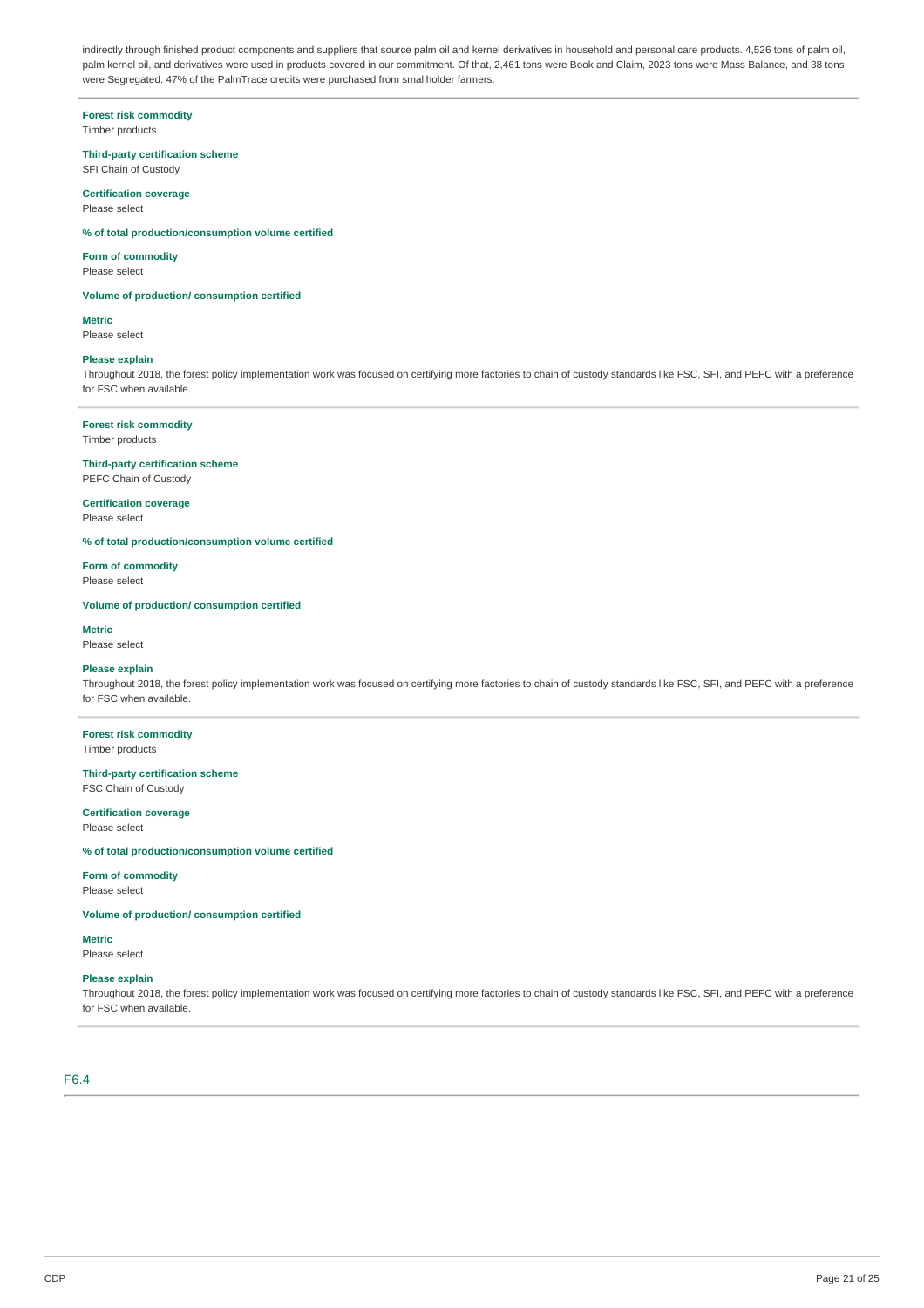indirectly through finished product components and suppliers that source palm oil and kernel derivatives in household and personal care products. 4,526 tons of palm oil, palm kernel oil, and derivatives were used in products covered in our commitment. Of that, 2,461 tons were Book and Claim, 2023 tons were Mass Balance, and 38 tons were Segregated. 47% of the PalmTrace credits were purchased from smallholder farmers.

---

**Forest risk commodity**
Timber products

**Third-party certification scheme**
SFI Chain of Custody

**Certification coverage**
Please select

**% of total production/consumption volume certified**

**Form of commodity**
Please select

**Volume of production/ consumption certified**

**Metric**
Please select

**Please explain**
Throughout 2018, the forest policy implementation work was focused on certifying more factories to chain of custody standards like FSC, SFI, and PEFC with a preference for FSC when available.

---

**Forest risk commodity**
Timber products

**Third-party certification scheme**
PEFC Chain of Custody

**Certification coverage**
Please select

**% of total production/consumption volume certified**

**Form of commodity**
Please select

**Volume of production/ consumption certified**

**Metric**
Please select

**Please explain**
Throughout 2018, the forest policy implementation work was focused on certifying more factories to chain of custody standards like FSC, SFI, and PEFC with a preference for FSC when available.

---

**Forest risk commodity**
Timber products

**Third-party certification scheme**
FSC Chain of Custody

**Certification coverage**
Please select

**% of total production/consumption volume certified**

**Form of commodity**
Please select

**Volume of production/ consumption certified**

**Metric**
Please select

**Please explain**
Throughout 2018, the forest policy implementation work was focused on certifying more factories to chain of custody standards like FSC, SFI, and PEFC with a preference for FSC when available.

---

## F6.4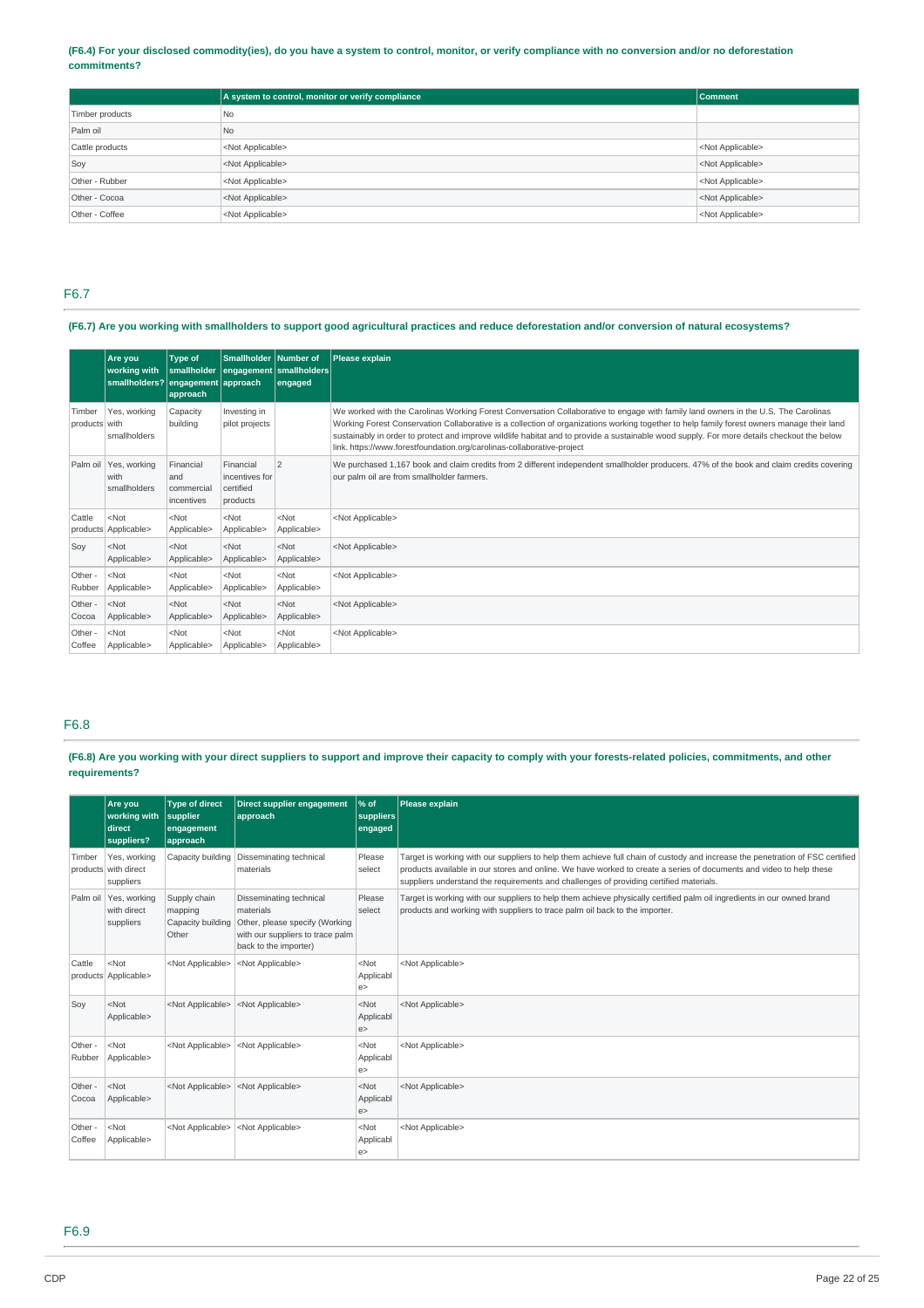**(F6.4) For your disclosed commodity(ies), do you have a system to control, monitor, or verify compliance with no conversion and/or no deforestation commitments?**

| | A system to control, monitor or verify compliance | Comment |
|---|---|---|
| Timber products | No | |
| Palm oil | No | |
| Cattle products | <Not Applicable> | <Not Applicable> |
| Soy | <Not Applicable> | <Not Applicable> |
| Other - Rubber | <Not Applicable> | <Not Applicable> |
| Other - Cocoa | <Not Applicable> | <Not Applicable> |
| Other - Coffee | <Not Applicable> | <Not Applicable> |

## F6.7

**(F6.7) Are you working with smallholders to support good agricultural practices and reduce deforestation and/or conversion of natural ecosystems?**

| | Are you working with smallholders? | Type of smallholder engagement approach | Smallholder engagement approach | Number of smallholders engaged | Please explain |
|---|---|---|---|---|---|
| Timber products | Yes, working with smallholders | Capacity building | Investing in pilot projects | | We worked with the Carolinas Working Forest Conversation Collaborative to engage with family land owners in the U.S. The Carolinas Working Forest Conservation Collaborative is a collection of organizations working together to help family forest owners manage their land sustainably in order to protect and improve wildlife habitat and to provide a sustainable wood supply. For more details checkout the below link. https://www.forestfoundation.org/carolinas-collaborative-project |
| Palm oil | Yes, working with smallholders | Financial and commercial incentives | Financial incentives for certified products | 2 | We purchased 1,167 book and claim credits from 2 different independent smallholder producers. 47% of the book and claim credits covering our palm oil are from smallholder farmers. |
| Cattle products | <Not Applicable> | <Not Applicable> | <Not Applicable> | <Not Applicable> | <Not Applicable> |
| Soy | <Not Applicable> | <Not Applicable> | <Not Applicable> | <Not Applicable> | <Not Applicable> |
| Other - Rubber | <Not Applicable> | <Not Applicable> | <Not Applicable> | <Not Applicable> | <Not Applicable> |
| Other - Cocoa | <Not Applicable> | <Not Applicable> | <Not Applicable> | <Not Applicable> | <Not Applicable> |
| Other - Coffee | <Not Applicable> | <Not Applicable> | <Not Applicable> | <Not Applicable> | <Not Applicable> |

## F6.8

**(F6.8) Are you working with your direct suppliers to support and improve their capacity to comply with your forests-related policies, commitments, and other requirements?**

| | Are you working with direct suppliers? | Type of direct supplier engagement approach | Direct supplier engagement approach | % of suppliers engaged | Please explain |
|---|---|---|---|---|---|
| Timber products | Yes, working with direct suppliers | Capacity building | Disseminating technical materials | Please select | Target is working with our suppliers to help them achieve full chain of custody and increase the penetration of FSC certified products available in our stores and online. We have worked to create a series of documents and video to help these suppliers understand the requirements and challenges of providing certified materials. |
| Palm oil | Yes, working with direct suppliers | Supply chain mapping<br>Capacity building<br>Other | Disseminating technical materials<br>Other, please specify (Working with our suppliers to trace palm oil back to the importer) | Please select | Target is working with our suppliers to help them achieve physically certified palm oil ingredients in our owned brand products and working with suppliers to trace palm oil back to the importer. |
| Cattle products | <Not Applicable> | <Not Applicable> | <Not Applicable> | <Not Applicable> | <Not Applicable> |
| Soy | <Not Applicable> | <Not Applicable> | <Not Applicable> | <Not Applicable> | <Not Applicable> |
| Other - Rubber | <Not Applicable> | <Not Applicable> | <Not Applicable> | <Not Applicable> | <Not Applicable> |
| Other - Cocoa | <Not Applicable> | <Not Applicable> | <Not Applicable> | <Not Applicable> | <Not Applicable> |
| Other - Coffee | <Not Applicable> | <Not Applicable> | <Not Applicable> | <Not Applicable> | <Not Applicable> |

## F6.9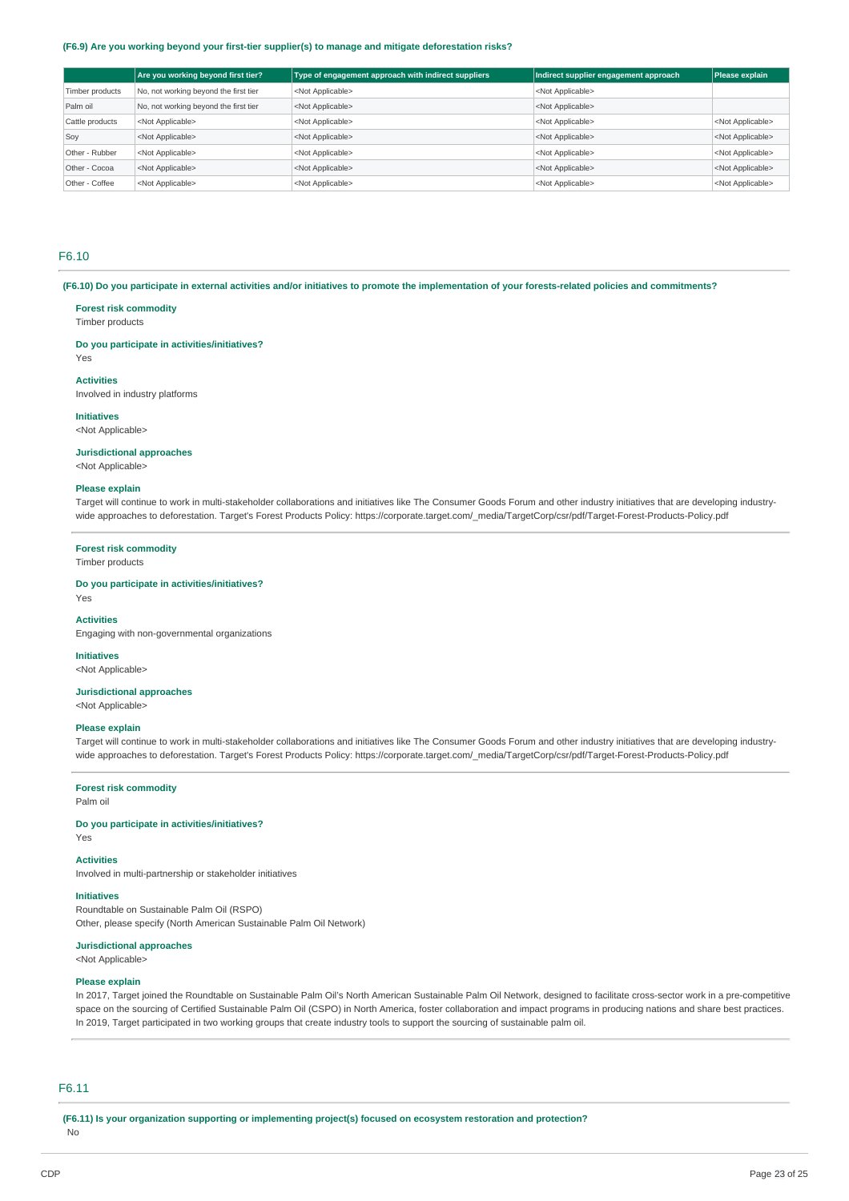**(F6.9) Are you working beyond your first-tier supplier(s) to manage and mitigate deforestation risks?**

| | Are you working beyond first tier? | Type of engagement approach with indirect suppliers | Indirect supplier engagement approach | Please explain |
|---|---|---|---|---|
| Timber products | No, not working beyond the first tier | <Not Applicable> | <Not Applicable> | |
| Palm oil | No, not working beyond the first tier | <Not Applicable> | <Not Applicable> | |
| Cattle products | <Not Applicable> | <Not Applicable> | <Not Applicable> | <Not Applicable> |
| Soy | <Not Applicable> | <Not Applicable> | <Not Applicable> | <Not Applicable> |
| Other - Rubber | <Not Applicable> | <Not Applicable> | <Not Applicable> | <Not Applicable> |
| Other - Cocoa | <Not Applicable> | <Not Applicable> | <Not Applicable> | <Not Applicable> |
| Other - Coffee | <Not Applicable> | <Not Applicable> | <Not Applicable> | <Not Applicable> |

## F6.10

**(F6.10) Do you participate in external activities and/or initiatives to promote the implementation of your forests-related policies and commitments?**

**Forest risk commodity**
Timber products

**Do you participate in activities/initiatives?**
Yes

**Activities**
Involved in industry platforms

**Initiatives**
<Not Applicable>

**Jurisdictional approaches**
<Not Applicable>

**Please explain**
Target will continue to work in multi-stakeholder collaborations and initiatives like The Consumer Goods Forum and other industry initiatives that are developing industry-wide approaches to deforestation. Target's Forest Products Policy: https://corporate.target.com/_media/TargetCorp/csr/pdf/Target-Forest-Products-Policy.pdf

---

**Forest risk commodity**
Timber products

**Do you participate in activities/initiatives?**
Yes

**Activities**
Engaging with non-governmental organizations

**Initiatives**
<Not Applicable>

**Jurisdictional approaches**
<Not Applicable>

**Please explain**
Target will continue to work in multi-stakeholder collaborations and initiatives like The Consumer Goods Forum and other industry initiatives that are developing industry-wide approaches to deforestation. Target's Forest Products Policy: https://corporate.target.com/_media/TargetCorp/csr/pdf/Target-Forest-Products-Policy.pdf

---

**Forest risk commodity**
Palm oil

**Do you participate in activities/initiatives?**
Yes

**Activities**
Involved in multi-partnership or stakeholder initiatives

**Initiatives**
Roundtable on Sustainable Palm Oil (RSPO)
Other, please specify (North American Sustainable Palm Oil Network)

**Jurisdictional approaches**
<Not Applicable>

**Please explain**
In 2017, Target joined the Roundtable on Sustainable Palm Oil's North American Sustainable Palm Oil Network, designed to facilitate cross-sector work in a pre-competitive space on the sourcing of Certified Sustainable Palm Oil (CSPO) in North America, foster collaboration and impact programs in producing nations and share best practices. In 2019, Target participated in two working groups that create industry tools to support the sourcing of sustainable palm oil.

## F6.11

**(F6.11) Is your organization supporting or implementing project(s) focused on ecosystem restoration and protection?**
No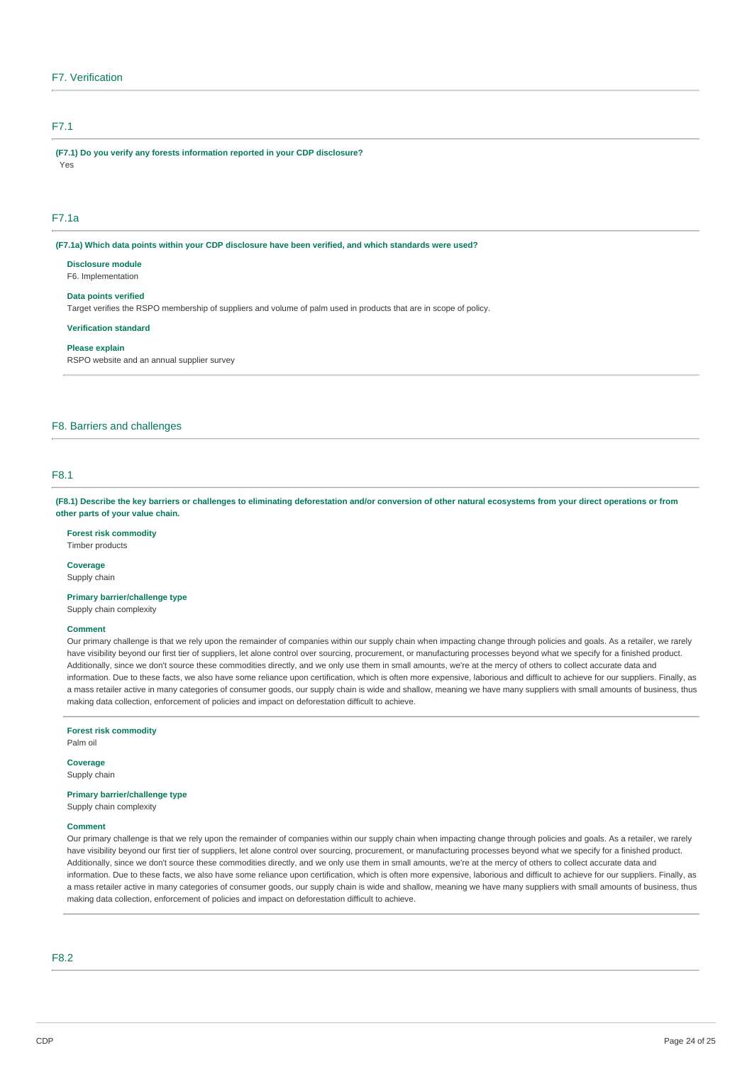## F7. Verification

### F7.1

**(F7.1) Do you verify any forests information reported in your CDP disclosure?**

Yes

### F7.1a

**(F7.1a) Which data points within your CDP disclosure have been verified, and which standards were used?**

**Disclosure module**

F6. Implementation

**Data points verified**

Target verifies the RSPO membership of suppliers and volume of palm used in products that are in scope of policy.

**Verification standard**

**Please explain**

RSPO website and an annual supplier survey

## F8. Barriers and challenges

### F8.1

**(F8.1) Describe the key barriers or challenges to eliminating deforestation and/or conversion of other natural ecosystems from your direct operations or from other parts of your value chain.**

**Forest risk commodity**

Timber products

**Coverage**

Supply chain

**Primary barrier/challenge type**

Supply chain complexity

**Comment**

Our primary challenge is that we rely upon the remainder of companies within our supply chain when impacting change through policies and goals. As a retailer, we rarely have visibility beyond our first tier of suppliers, let alone control over sourcing, procurement, or manufacturing processes beyond what we specify for a finished product. Additionally, since we don't source these commodities directly, and we only use them in small amounts, we're at the mercy of others to collect accurate data and information. Due to these facts, we also have some reliance upon certification, which is often more expensive, laborious and difficult to achieve for our suppliers. Finally, as a mass retailer active in many categories of consumer goods, our supply chain is wide and shallow, meaning we have many suppliers with small amounts of business, thus making data collection, enforcement of policies and impact on deforestation difficult to achieve.

**Forest risk commodity**

Palm oil

**Coverage**

Supply chain

**Primary barrier/challenge type**

Supply chain complexity

**Comment**

Our primary challenge is that we rely upon the remainder of companies within our supply chain when impacting change through policies and goals. As a retailer, we rarely have visibility beyond our first tier of suppliers, let alone control over sourcing, procurement, or manufacturing processes beyond what we specify for a finished product. Additionally, since we don't source these commodities directly, and we only use them in small amounts, we're at the mercy of others to collect accurate data and information. Due to these facts, we also have some reliance upon certification, which is often more expensive, laborious and difficult to achieve for our suppliers. Finally, as a mass retailer active in many categories of consumer goods, our supply chain is wide and shallow, meaning we have many suppliers with small amounts of business, thus making data collection, enforcement of policies and impact on deforestation difficult to achieve.

### F8.2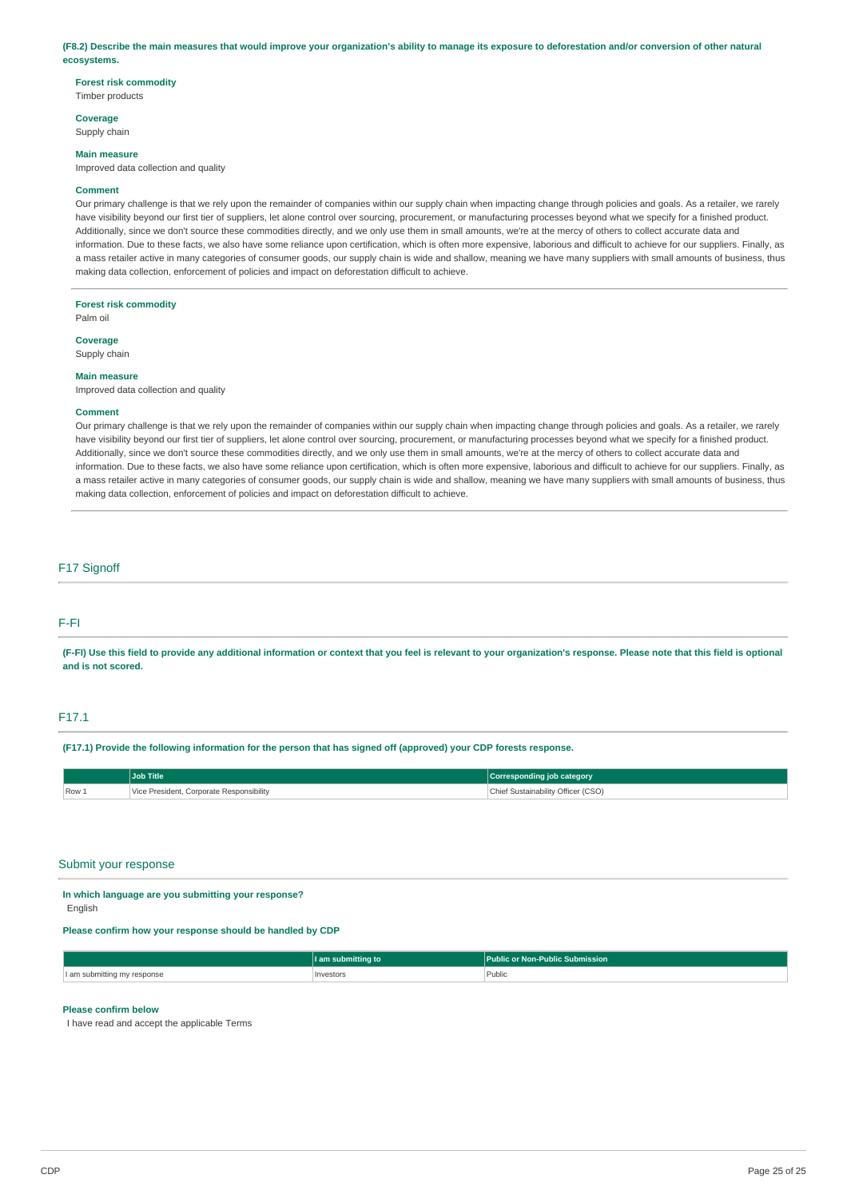**(F8.2) Describe the main measures that would improve your organization's ability to manage its exposure to deforestation and/or conversion of other natural ecosystems.**

**Forest risk commodity**
Timber products

**Coverage**
Supply chain

**Main measure**
Improved data collection and quality

**Comment**
Our primary challenge is that we rely upon the remainder of companies within our supply chain when impacting change through policies and goals. As a retailer, we rarely have visibility beyond our first tier of suppliers, let alone control over sourcing, procurement, or manufacturing processes beyond what we specify for a finished product. Additionally, since we don't source these commodities directly, and we only use them in small amounts, we're at the mercy of others to collect accurate data and information. Due to these facts, we also have some reliance upon certification, which is often more expensive, laborious and difficult to achieve for our suppliers. Finally, as a mass retailer active in many categories of consumer goods, our supply chain is wide and shallow, meaning we have many suppliers with small amounts of business, thus making data collection, enforcement of policies and impact on deforestation difficult to achieve.

---

**Forest risk commodity**
Palm oil

**Coverage**
Supply chain

**Main measure**
Improved data collection and quality

**Comment**
Our primary challenge is that we rely upon the remainder of companies within our supply chain when impacting change through policies and goals. As a retailer, we rarely have visibility beyond our first tier of suppliers, let alone control over sourcing, procurement, or manufacturing processes beyond what we specify for a finished product. Additionally, since we don't source these commodities directly, and we only use them in small amounts, we're at the mercy of others to collect accurate data and information. Due to these facts, we also have some reliance upon certification, which is often more expensive, laborious and difficult to achieve for our suppliers. Finally, as a mass retailer active in many categories of consumer goods, our supply chain is wide and shallow, meaning we have many suppliers with small amounts of business, thus making data collection, enforcement of policies and impact on deforestation difficult to achieve.

---

## F17 Signoff

## F-FI

**(F-FI) Use this field to provide any additional information or context that you feel is relevant to your organization's response. Please note that this field is optional and is not scored.**

## F17.1

**(F17.1) Provide the following information for the person that has signed off (approved) your CDP forests response.**

| | Job Title | Corresponding job category |
|---|---|---|
| Row 1 | Vice President, Corporate Responsibility | Chief Sustainability Officer (CSO) |

## Submit your response

**In which language are you submitting your response?**
English

**Please confirm how your response should be handled by CDP**

| | I am submitting to | Public or Non-Public Submission |
|---|---|---|
| I am submitting my response | Investors | Public |

**Please confirm below**
I have read and accept the applicable Terms